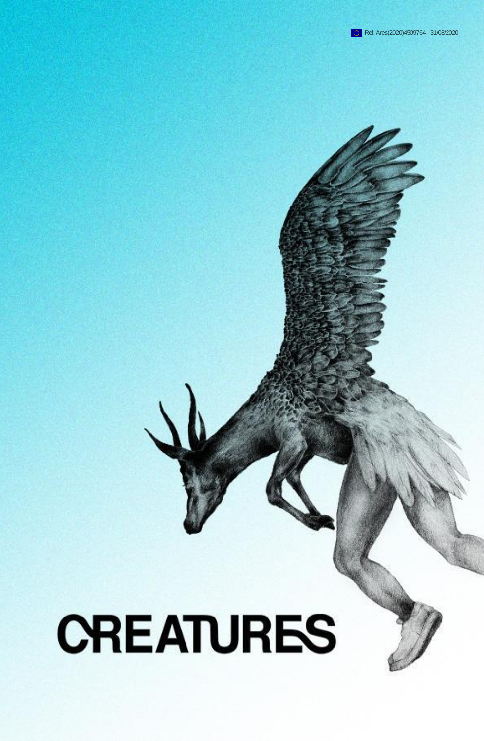Ref. Ares(2020)4509764 - 31/08/2020

# CREATURES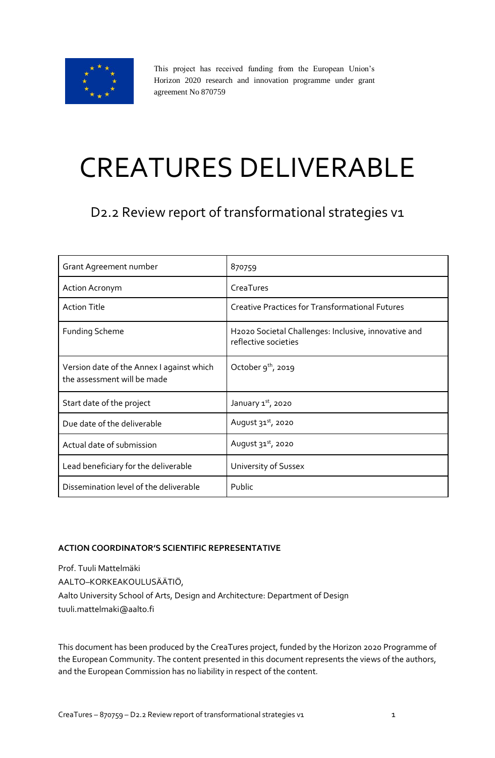This project has received funding from the European Union's Horizon 2020 research and innovation programme under grant agreement No 870759

# CREATURES DELIVERABLE

## D2.2 Review report of transformational strategies v1

| | |
|---|---|
| Grant Agreement number | 870759 |
| Action Acronym | CreaTures |
| Action Title | Creative Practices for Transformational Futures |
| Funding Scheme | H2020 Societal Challenges: Inclusive, innovative and reflective societies |
| Version date of the Annex I against which the assessment will be made | October 9th, 2019 |
| Start date of the project | January 1st, 2020 |
| Due date of the deliverable | August 31st, 2020 |
| Actual date of submission | August 31st, 2020 |
| Lead beneficiary for the deliverable | University of Sussex |
| Dissemination level of the deliverable | Public |

**ACTION COORDINATOR'S SCIENTIFIC REPRESENTATIVE**

Prof. Tuuli Mattelmäki
AALTO–KORKEAKOULUSÄÄTIÖ,
Aalto University School of Arts, Design and Architecture: Department of Design
tuuli.mattelmaki@aalto.fi

This document has been produced by the CreaTures project, funded by the Horizon 2020 Programme of the European Community. The content presented in this document represents the views of the authors, and the European Commission has no liability in respect of the content.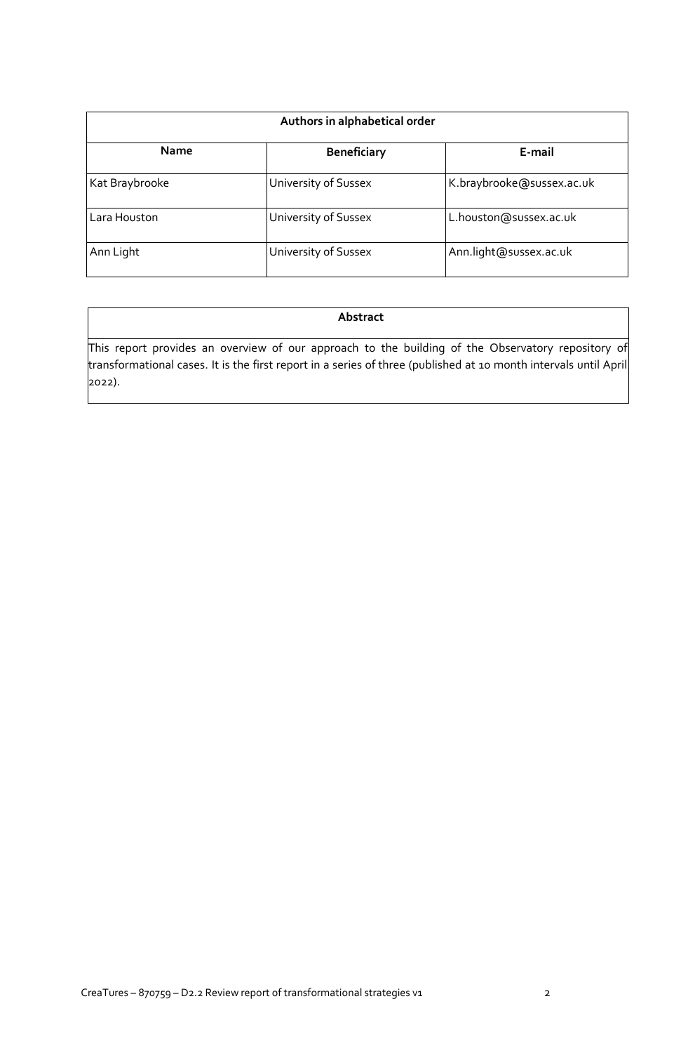| Authors in alphabetical order | | |
|---|---|---|
| **Name** | **Beneficiary** | **E-mail** |
| Kat Braybrooke | University of Sussex | K.braybrooke@sussex.ac.uk |
| Lara Houston | University of Sussex | L.houston@sussex.ac.uk |
| Ann Light | University of Sussex | Ann.light@sussex.ac.uk |

| Abstract |
|---|
| This report provides an overview of our approach to the building of the Observatory repository of transformational cases. It is the first report in a series of three (published at 10 month intervals until April 2022). |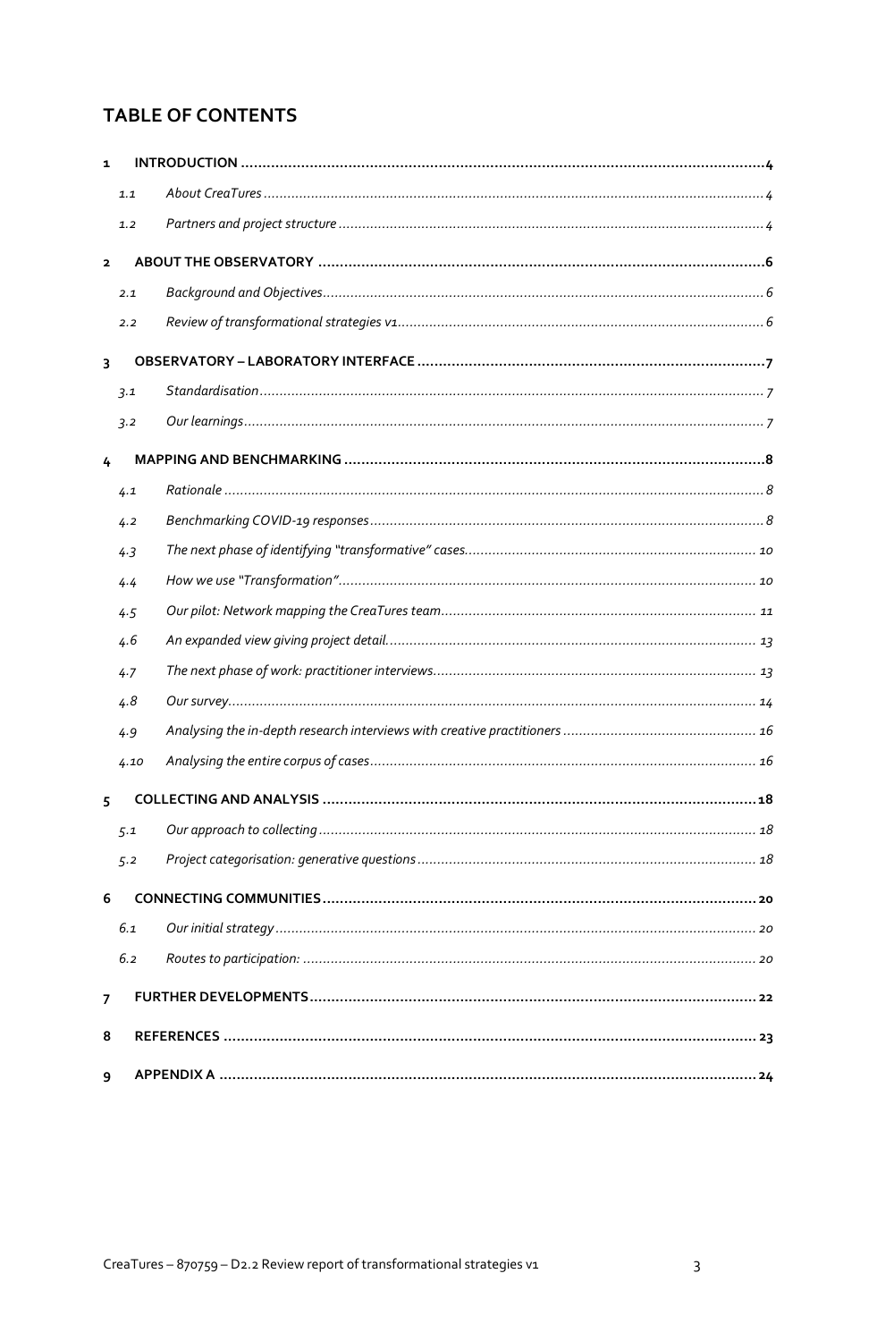# TABLE OF CONTENTS

1 INTRODUCTION ........................................................................................................................4

1.1 About CreaTures .............................................................................................................................4

1.2 Partners and project structure ..........................................................................................................4

2 ABOUT THE OBSERVATORY .......................................................................................................6

2.1 Background and Objectives..............................................................................................................6

2.2 Review of transformational strategies v1...........................................................................................6

3 OBSERVATORY – LABORATORY INTERFACE ................................................................................7

3.1 Standardisation ..............................................................................................................................7

3.2 Our learnings..................................................................................................................................7

4 MAPPING AND BENCHMARKING .................................................................................................8

4.1 Rationale .......................................................................................................................................8

4.2 Benchmarking COVID-19 responses ..................................................................................................8

4.3 The next phase of identifying "transformative" cases......................................................................... 10

4.4 How we use "Transformation"......................................................................................................... 10

4.5 Our pilot: Network mapping the CreaTures team............................................................................... 11

4.6 An expanded view giving project detail............................................................................................ 13

4.7 The next phase of work: practitioner interviews................................................................................. 13

4.8 Our survey.................................................................................................................................... 14

4.9 Analysing the in-depth research interviews with creative practitioners ................................................ 16

4.10 Analysing the entire corpus of cases................................................................................................ 16

5 COLLECTING AND ANALYSIS .................................................................................................... 18

5.1 Our approach to collecting ............................................................................................................. 18

5.2 Project categorisation: generative questions..................................................................................... 18

6 CONNECTING COMMUNITIES.................................................................................................... 20

6.1 Our initial strategy ........................................................................................................................ 20

6.2 Routes to participation: ................................................................................................................. 20

7 FURTHER DEVELOPMENTS........................................................................................................ 22

8 REFERENCES ........................................................................................................................... 23

9 APPENDIX A ............................................................................................................................ 24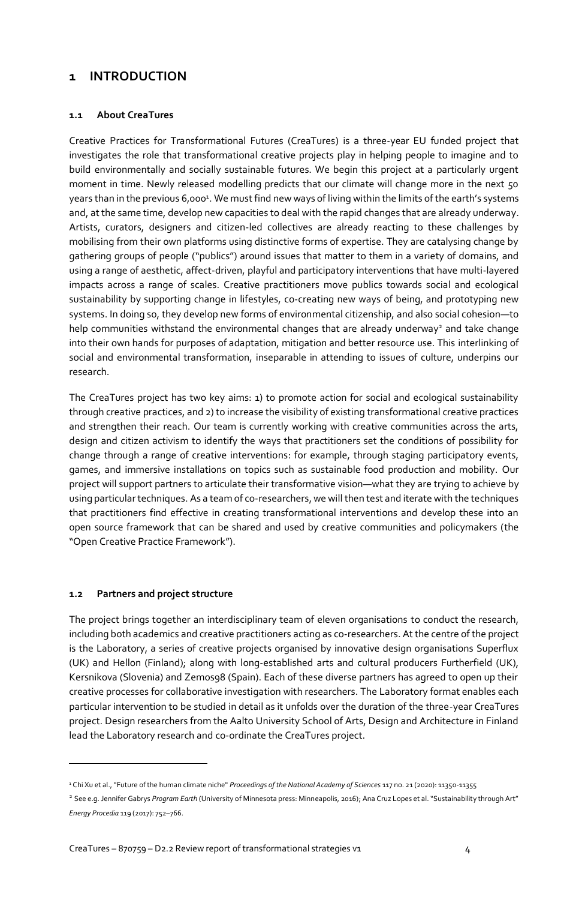# 1 INTRODUCTION

## 1.1 About CreaTures

Creative Practices for Transformational Futures (CreaTures) is a three-year EU funded project that investigates the role that transformational creative projects play in helping people to imagine and to build environmentally and socially sustainable futures. We begin this project at a particularly urgent moment in time. Newly released modelling predicts that our climate will change more in the next 50 years than in the previous 6,000[1]. We must find new ways of living within the limits of the earth's systems and, at the same time, develop new capacities to deal with the rapid changes that are already underway. Artists, curators, designers and citizen-led collectives are already reacting to these challenges by mobilising from their own platforms using distinctive forms of expertise. They are catalysing change by gathering groups of people ("publics") around issues that matter to them in a variety of domains, and using a range of aesthetic, affect-driven, playful and participatory interventions that have multi-layered impacts across a range of scales. Creative practitioners move publics towards social and ecological sustainability by supporting change in lifestyles, co-creating new ways of being, and prototyping new systems. In doing so, they develop new forms of environmental citizenship, and also social cohesion—to help communities withstand the environmental changes that are already underway[2] and take change into their own hands for purposes of adaptation, mitigation and better resource use. This interlinking of social and environmental transformation, inseparable in attending to issues of culture, underpins our research.

The CreaTures project has two key aims: 1) to promote action for social and ecological sustainability through creative practices, and 2) to increase the visibility of existing transformational creative practices and strengthen their reach. Our team is currently working with creative communities across the arts, design and citizen activism to identify the ways that practitioners set the conditions of possibility for change through a range of creative interventions: for example, through staging participatory events, games, and immersive installations on topics such as sustainable food production and mobility. Our project will support partners to articulate their transformative vision—what they are trying to achieve by using particular techniques. As a team of co-researchers, we will then test and iterate with the techniques that practitioners find effective in creating transformational interventions and develop these into an open source framework that can be shared and used by creative communities and policymakers (the "Open Creative Practice Framework").

## 1.2 Partners and project structure

The project brings together an interdisciplinary team of eleven organisations to conduct the research, including both academics and creative practitioners acting as co-researchers. At the centre of the project is the Laboratory, a series of creative projects organised by innovative design organisations Superflux (UK) and Hellon (Finland); along with long-established arts and cultural producers Furtherfield (UK), Kersnikova (Slovenia) and Zemos98 (Spain). Each of these diverse partners has agreed to open up their creative processes for collaborative investigation with researchers. The Laboratory format enables each particular intervention to be studied in detail as it unfolds over the duration of the three-year CreaTures project. Design researchers from the Aalto University School of Arts, Design and Architecture in Finland lead the Laboratory research and co-ordinate the CreaTures project.

---

[1] Chi Xu et al., "Future of the human climate niche" *Proceedings of the National Academy of Sciences* 117 no. 21 (2020): 11350-11355

[2] See e.g. Jennifer Gabrys *Program Earth* (University of Minnesota press: Minneapolis, 2016); Ana Cruz Lopes et al. "Sustainability through Art" *Energy Procedia* 119 (2017): 752–766.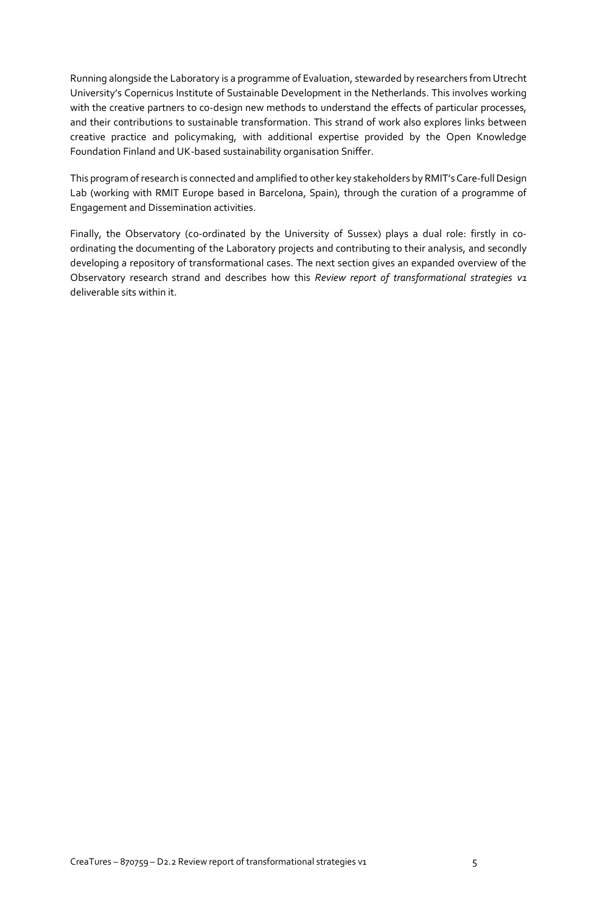Running alongside the Laboratory is a programme of Evaluation, stewarded by researchers from Utrecht University's Copernicus Institute of Sustainable Development in the Netherlands. This involves working with the creative partners to co-design new methods to understand the effects of particular processes, and their contributions to sustainable transformation. This strand of work also explores links between creative practice and policymaking, with additional expertise provided by the Open Knowledge Foundation Finland and UK-based sustainability organisation Sniffer.

This program of research is connected and amplified to other key stakeholders by RMIT's Care-full Design Lab (working with RMIT Europe based in Barcelona, Spain), through the curation of a programme of Engagement and Dissemination activities.

Finally, the Observatory (co-ordinated by the University of Sussex) plays a dual role: firstly in co-ordinating the documenting of the Laboratory projects and contributing to their analysis, and secondly developing a repository of transformational cases. The next section gives an expanded overview of the Observatory research strand and describes how this *Review report of transformational strategies v1* deliverable sits within it.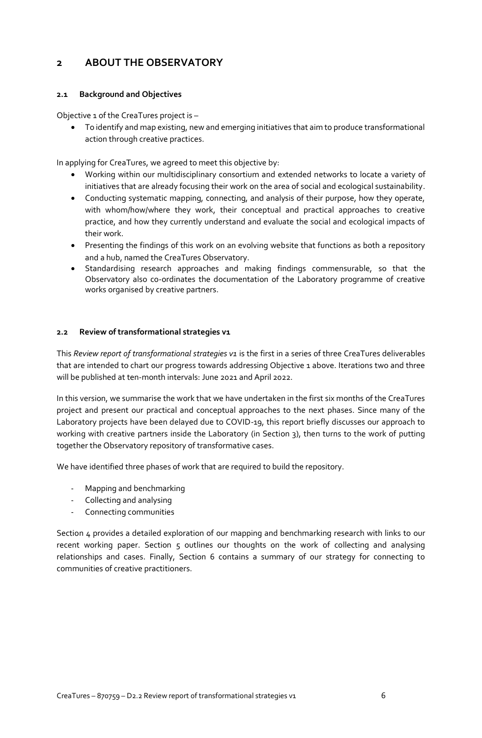# 2 ABOUT THE OBSERVATORY

### 2.1 Background and Objectives

Objective 1 of the CreaTures project is –

- To identify and map existing, new and emerging initiatives that aim to produce transformational action through creative practices.

In applying for CreaTures, we agreed to meet this objective by:

- Working within our multidisciplinary consortium and extended networks to locate a variety of initiatives that are already focusing their work on the area of social and ecological sustainability.
- Conducting systematic mapping, connecting, and analysis of their purpose, how they operate, with whom/how/where they work, their conceptual and practical approaches to creative practice, and how they currently understand and evaluate the social and ecological impacts of their work.
- Presenting the findings of this work on an evolving website that functions as both a repository and a hub, named the CreaTures Observatory.
- Standardising research approaches and making findings commensurable, so that the Observatory also co-ordinates the documentation of the Laboratory programme of creative works organised by creative partners.

### 2.2 Review of transformational strategies v1

This *Review report of transformational strategies v1* is the first in a series of three CreaTures deliverables that are intended to chart our progress towards addressing Objective 1 above. Iterations two and three will be published at ten-month intervals: June 2021 and April 2022.

In this version, we summarise the work that we have undertaken in the first six months of the CreaTures project and present our practical and conceptual approaches to the next phases. Since many of the Laboratory projects have been delayed due to COVID-19, this report briefly discusses our approach to working with creative partners inside the Laboratory (in Section 3), then turns to the work of putting together the Observatory repository of transformative cases.

We have identified three phases of work that are required to build the repository.

- Mapping and benchmarking
- Collecting and analysing
- Connecting communities

Section 4 provides a detailed exploration of our mapping and benchmarking research with links to our recent working paper. Section 5 outlines our thoughts on the work of collecting and analysing relationships and cases. Finally, Section 6 contains a summary of our strategy for connecting to communities of creative practitioners.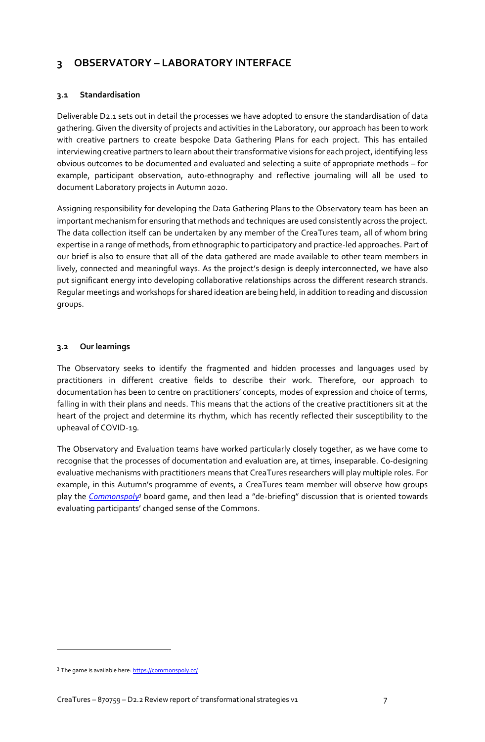# 3 OBSERVATORY – LABORATORY INTERFACE

## 3.1 Standardisation

Deliverable D2.1 sets out in detail the processes we have adopted to ensure the standardisation of data gathering. Given the diversity of projects and activities in the Laboratory, our approach has been to work with creative partners to create bespoke Data Gathering Plans for each project. This has entailed interviewing creative partners to learn about their transformative visions for each project, identifying less obvious outcomes to be documented and evaluated and selecting a suite of appropriate methods – for example, participant observation, auto-ethnography and reflective journaling will all be used to document Laboratory projects in Autumn 2020.

Assigning responsibility for developing the Data Gathering Plans to the Observatory team has been an important mechanism for ensuring that methods and techniques are used consistently across the project. The data collection itself can be undertaken by any member of the CreaTures team, all of whom bring expertise in a range of methods, from ethnographic to participatory and practice-led approaches. Part of our brief is also to ensure that all of the data gathered are made available to other team members in lively, connected and meaningful ways. As the project's design is deeply interconnected, we have also put significant energy into developing collaborative relationships across the different research strands. Regular meetings and workshops for shared ideation are being held, in addition to reading and discussion groups.

## 3.2 Our learnings

The Observatory seeks to identify the fragmented and hidden processes and languages used by practitioners in different creative fields to describe their work. Therefore, our approach to documentation has been to centre on practitioners' concepts, modes of expression and choice of terms, falling in with their plans and needs. This means that the actions of the creative practitioners sit at the heart of the project and determine its rhythm, which has recently reflected their susceptibility to the upheaval of COVID-19.

The Observatory and Evaluation teams have worked particularly closely together, as we have come to recognise that the processes of documentation and evaluation are, at times, inseparable. Co-designing evaluative mechanisms with practitioners means that CreaTures researchers will play multiple roles. For example, in this Autumn's programme of events, a CreaTures team member will observe how groups play the *Commonspoly*[3] board game, and then lead a "de-briefing" discussion that is oriented towards evaluating participants' changed sense of the Commons.

---

[3] The game is available here: https://commonspoly.cc/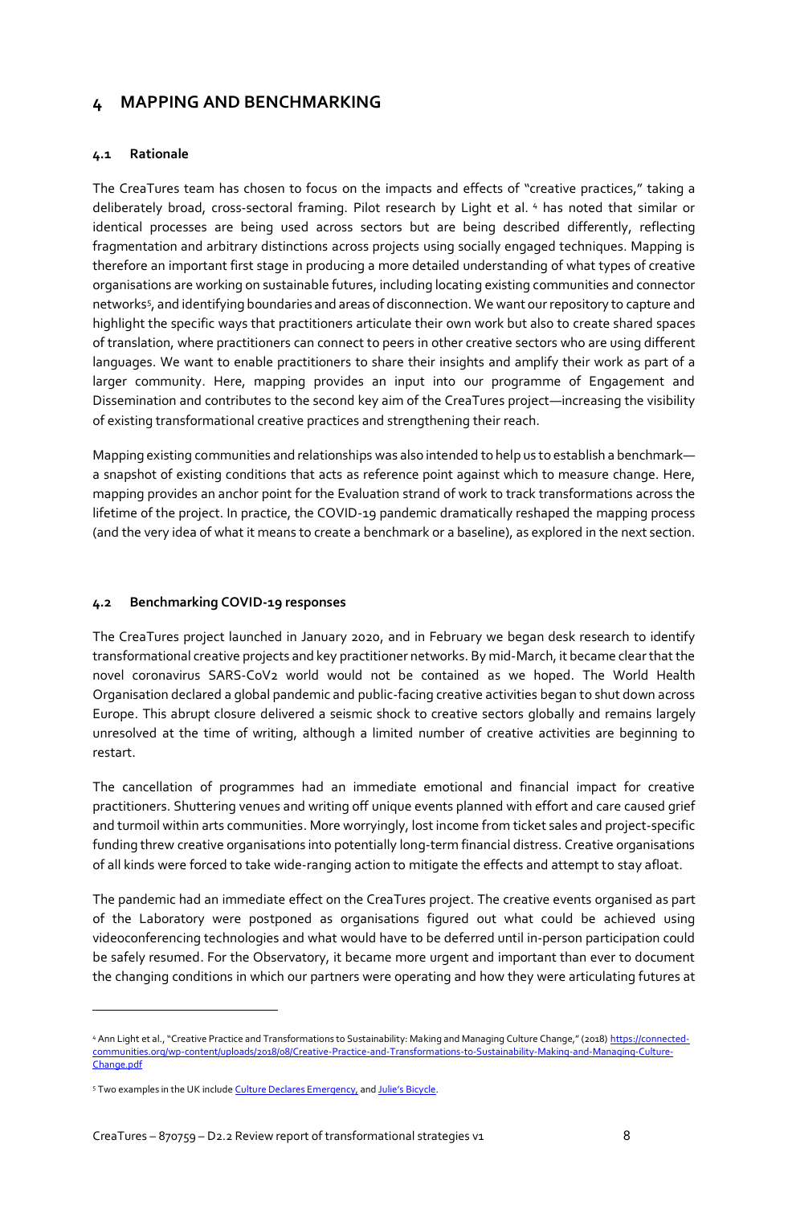# 4 MAPPING AND BENCHMARKING

## 4.1 Rationale

The CreaTures team has chosen to focus on the impacts and effects of "creative practices," taking a deliberately broad, cross-sectoral framing. Pilot research by Light et al. [4] has noted that similar or identical processes are being used across sectors but are being described differently, reflecting fragmentation and arbitrary distinctions across projects using socially engaged techniques. Mapping is therefore an important first stage in producing a more detailed understanding of what types of creative organisations are working on sustainable futures, including locating existing communities and connector networks[5], and identifying boundaries and areas of disconnection. We want our repository to capture and highlight the specific ways that practitioners articulate their own work but also to create shared spaces of translation, where practitioners can connect to peers in other creative sectors who are using different languages. We want to enable practitioners to share their insights and amplify their work as part of a larger community. Here, mapping provides an input into our programme of Engagement and Dissemination and contributes to the second key aim of the CreaTures project—increasing the visibility of existing transformational creative practices and strengthening their reach.

Mapping existing communities and relationships was also intended to help us to establish a benchmark—a snapshot of existing conditions that acts as reference point against which to measure change. Here, mapping provides an anchor point for the Evaluation strand of work to track transformations across the lifetime of the project. In practice, the COVID-19 pandemic dramatically reshaped the mapping process (and the very idea of what it means to create a benchmark or a baseline), as explored in the next section.

## 4.2 Benchmarking COVID-19 responses

The CreaTures project launched in January 2020, and in February we began desk research to identify transformational creative projects and key practitioner networks. By mid-March, it became clear that the novel coronavirus SARS-CoV2 world would not be contained as we hoped. The World Health Organisation declared a global pandemic and public-facing creative activities began to shut down across Europe. This abrupt closure delivered a seismic shock to creative sectors globally and remains largely unresolved at the time of writing, although a limited number of creative activities are beginning to restart.

The cancellation of programmes had an immediate emotional and financial impact for creative practitioners. Shuttering venues and writing off unique events planned with effort and care caused grief and turmoil within arts communities. More worryingly, lost income from ticket sales and project-specific funding threw creative organisations into potentially long-term financial distress. Creative organisations of all kinds were forced to take wide-ranging action to mitigate the effects and attempt to stay afloat.

The pandemic had an immediate effect on the CreaTures project. The creative events organised as part of the Laboratory were postponed as organisations figured out what could be achieved using videoconferencing technologies and what would have to be deferred until in-person participation could be safely resumed. For the Observatory, it became more urgent and important than ever to document the changing conditions in which our partners were operating and how they were articulating futures at

---

[4] Ann Light et al., "Creative Practice and Transformations to Sustainability: Making and Managing Culture Change," (2018) https://connected-communities.org/wp-content/uploads/2018/08/Creative-Practice-and-Transformations-to-Sustainability-Making-and-Managing-Culture-Change.pdf

[5] Two examples in the UK include Culture Declares Emergency, and Julie's Bicycle.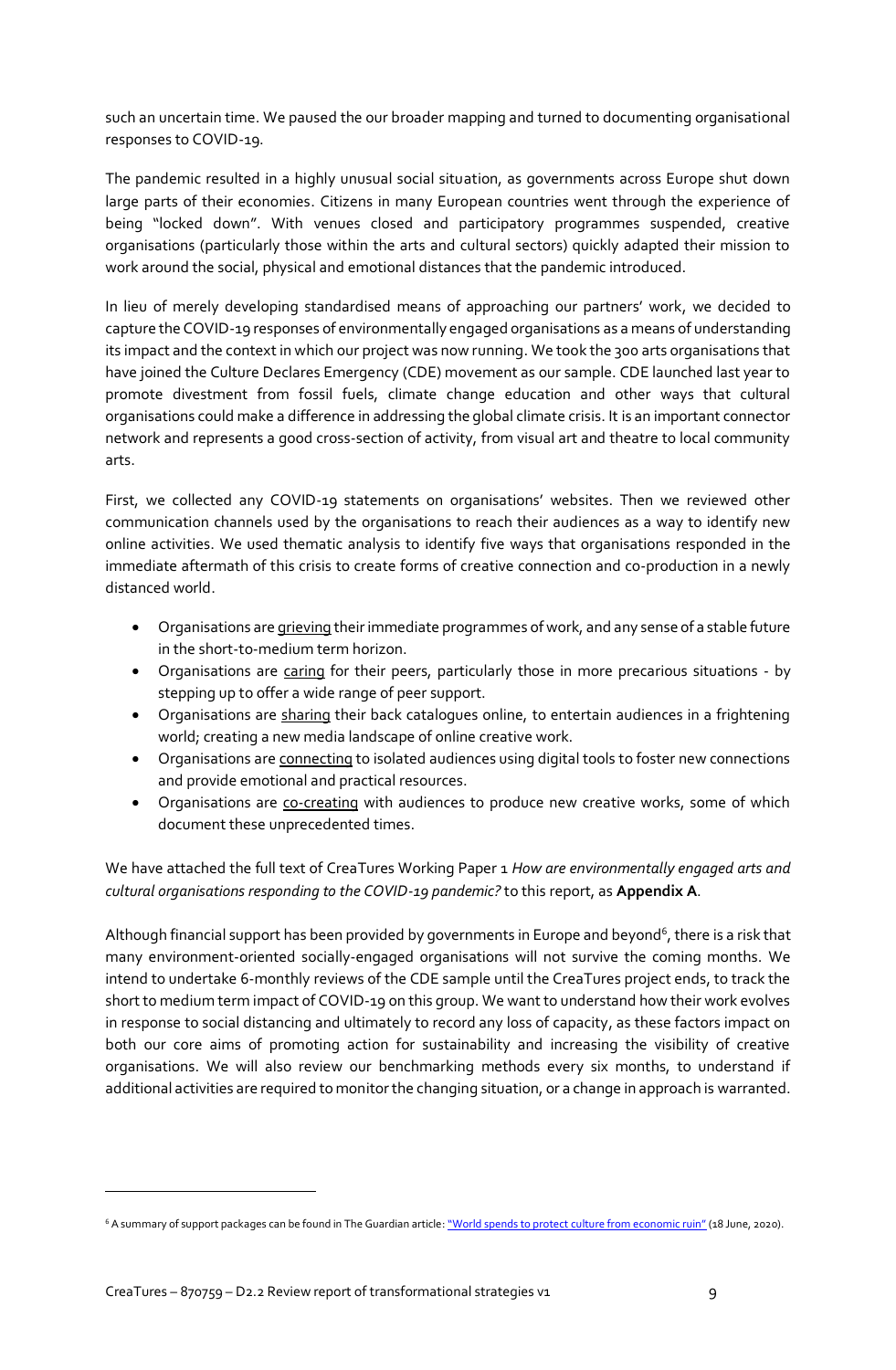such an uncertain time. We paused the our broader mapping and turned to documenting organisational responses to COVID-19.

The pandemic resulted in a highly unusual social situation, as governments across Europe shut down large parts of their economies. Citizens in many European countries went through the experience of being "locked down". With venues closed and participatory programmes suspended, creative organisations (particularly those within the arts and cultural sectors) quickly adapted their mission to work around the social, physical and emotional distances that the pandemic introduced.

In lieu of merely developing standardised means of approaching our partners' work, we decided to capture the COVID-19 responses of environmentally engaged organisations as a means of understanding its impact and the context in which our project was now running. We took the 300 arts organisations that have joined the Culture Declares Emergency (CDE) movement as our sample. CDE launched last year to promote divestment from fossil fuels, climate change education and other ways that cultural organisations could make a difference in addressing the global climate crisis. It is an important connector network and represents a good cross-section of activity, from visual art and theatre to local community arts.

First, we collected any COVID-19 statements on organisations' websites. Then we reviewed other communication channels used by the organisations to reach their audiences as a way to identify new online activities. We used thematic analysis to identify five ways that organisations responded in the immediate aftermath of this crisis to create forms of creative connection and co-production in a newly distanced world.

- Organisations are grieving their immediate programmes of work, and any sense of a stable future in the short-to-medium term horizon.
- Organisations are caring for their peers, particularly those in more precarious situations - by stepping up to offer a wide range of peer support.
- Organisations are sharing their back catalogues online, to entertain audiences in a frightening world; creating a new media landscape of online creative work.
- Organisations are connecting to isolated audiences using digital tools to foster new connections and provide emotional and practical resources.
- Organisations are co-creating with audiences to produce new creative works, some of which document these unprecedented times.

We have attached the full text of CreaTures Working Paper 1 *How are environmentally engaged arts and cultural organisations responding to the COVID-19 pandemic?* to this report, as **Appendix A**.

Although financial support has been provided by governments in Europe and beyond[6], there is a risk that many environment-oriented socially-engaged organisations will not survive the coming months. We intend to undertake 6-monthly reviews of the CDE sample until the CreaTures project ends, to track the short to medium term impact of COVID-19 on this group. We want to understand how their work evolves in response to social distancing and ultimately to record any loss of capacity, as these factors impact on both our core aims of promoting action for sustainability and increasing the visibility of creative organisations. We will also review our benchmarking methods every six months, to understand if additional activities are required to monitor the changing situation, or a change in approach is warranted.

[6] A summary of support packages can be found in The Guardian article: "World spends to protect culture from economic ruin" (18 June, 2020).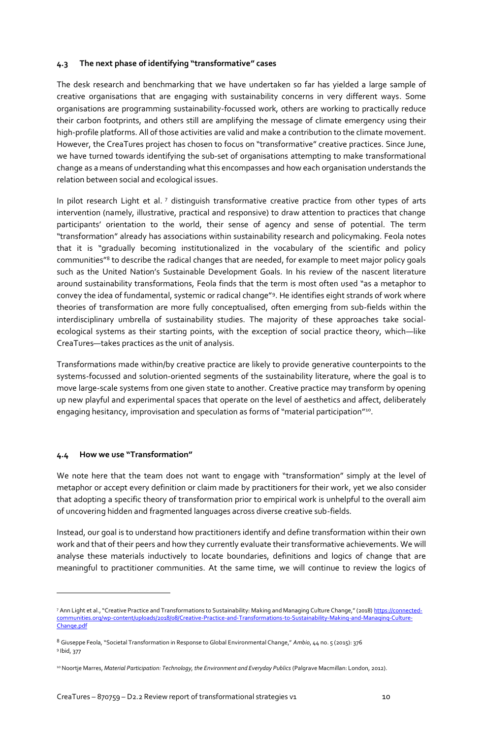### 4.3 The next phase of identifying "transformative" cases

The desk research and benchmarking that we have undertaken so far has yielded a large sample of creative organisations that are engaging with sustainability concerns in very different ways. Some organisations are programming sustainability-focussed work, others are working to practically reduce their carbon footprints, and others still are amplifying the message of climate emergency using their high-profile platforms. All of those activities are valid and make a contribution to the climate movement. However, the CreaTures project has chosen to focus on "transformative" creative practices. Since June, we have turned towards identifying the sub-set of organisations attempting to make transformational change as a means of understanding what this encompasses and how each organisation understands the relation between social and ecological issues.

In pilot research Light et al. [7] distinguish transformative creative practice from other types of arts intervention (namely, illustrative, practical and responsive) to draw attention to practices that change participants' orientation to the world, their sense of agency and sense of potential. The term "transformation" already has associations within sustainability research and policymaking. Feola notes that it is "gradually becoming institutionalized in the vocabulary of the scientific and policy communities"[8] to describe the radical changes that are needed, for example to meet major policy goals such as the United Nation's Sustainable Development Goals. In his review of the nascent literature around sustainability transformations, Feola finds that the term is most often used "as a metaphor to convey the idea of fundamental, systemic or radical change"[9]. He identifies eight strands of work where theories of transformation are more fully conceptualised, often emerging from sub-fields within the interdisciplinary umbrella of sustainability studies. The majority of these approaches take social-ecological systems as their starting points, with the exception of social practice theory, which—like CreaTures—takes practices as the unit of analysis.

Transformations made within/by creative practice are likely to provide generative counterpoints to the systems-focussed and solution-oriented segments of the sustainability literature, where the goal is to move large-scale systems from one given state to another. Creative practice may transform by opening up new playful and experimental spaces that operate on the level of aesthetics and affect, deliberately engaging hesitancy, improvisation and speculation as forms of "material participation"[10].

### 4.4 How we use "Transformation"

We note here that the team does not want to engage with "transformation" simply at the level of metaphor or accept every definition or claim made by practitioners for their work, yet we also consider that adopting a specific theory of transformation prior to empirical work is unhelpful to the overall aim of uncovering hidden and fragmented languages across diverse creative sub-fields.

Instead, our goal is to understand how practitioners identify and define transformation within their own work and that of their peers and how they currently evaluate their transformative achievements. We will analyse these materials inductively to locate boundaries, definitions and logics of change that are meaningful to practitioner communities. At the same time, we will continue to review the logics of

---

[7] Ann Light et al., "Creative Practice and Transformations to Sustainability: Making and Managing Culture Change," (2018) https://connected-communities.org/wp-content/uploads/2018/08/Creative-Practice-and-Transformations-to-Sustainability-Making-and-Managing-Culture-Change.pdf

[8] Giuseppe Feola, "Societal Transformation in Response to Global Environmental Change," *Ambio*, 44 no. 5 (2015): 376

[9] Ibid, 377

[10] Noortje Marres, *Material Participation: Technology, the Environment and Everyday Publics* (Palgrave Macmillan: London, 2012).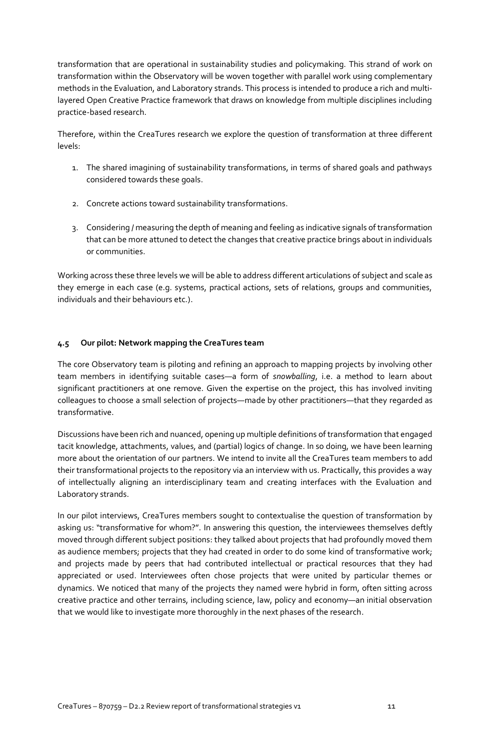transformation that are operational in sustainability studies and policymaking. This strand of work on transformation within the Observatory will be woven together with parallel work using complementary methods in the Evaluation, and Laboratory strands. This process is intended to produce a rich and multi-layered Open Creative Practice framework that draws on knowledge from multiple disciplines including practice-based research.

Therefore, within the CreaTures research we explore the question of transformation at three different levels:

1. The shared imagining of sustainability transformations, in terms of shared goals and pathways considered towards these goals.

2. Concrete actions toward sustainability transformations.

3. Considering / measuring the depth of meaning and feeling as indicative signals of transformation that can be more attuned to detect the changes that creative practice brings about in individuals or communities.

Working across these three levels we will be able to address different articulations of subject and scale as they emerge in each case (e.g. systems, practical actions, sets of relations, groups and communities, individuals and their behaviours etc.).

### 4.5 Our pilot: Network mapping the CreaTures team

The core Observatory team is piloting and refining an approach to mapping projects by involving other team members in identifying suitable cases—a form of *snowballing*, i.e. a method to learn about significant practitioners at one remove. Given the expertise on the project, this has involved inviting colleagues to choose a small selection of projects—made by other practitioners—that they regarded as transformative.

Discussions have been rich and nuanced, opening up multiple definitions of transformation that engaged tacit knowledge, attachments, values, and (partial) logics of change. In so doing, we have been learning more about the orientation of our partners. We intend to invite all the CreaTures team members to add their transformational projects to the repository via an interview with us. Practically, this provides a way of intellectually aligning an interdisciplinary team and creating interfaces with the Evaluation and Laboratory strands.

In our pilot interviews, CreaTures members sought to contextualise the question of transformation by asking us: "transformative for whom?". In answering this question, the interviewees themselves deftly moved through different subject positions: they talked about projects that had profoundly moved them as audience members; projects that they had created in order to do some kind of transformative work; and projects made by peers that had contributed intellectual or practical resources that they had appreciated or used. Interviewees often chose projects that were united by particular themes or dynamics. We noticed that many of the projects they named were hybrid in form, often sitting across creative practice and other terrains, including science, law, policy and economy—an initial observation that we would like to investigate more thoroughly in the next phases of the research.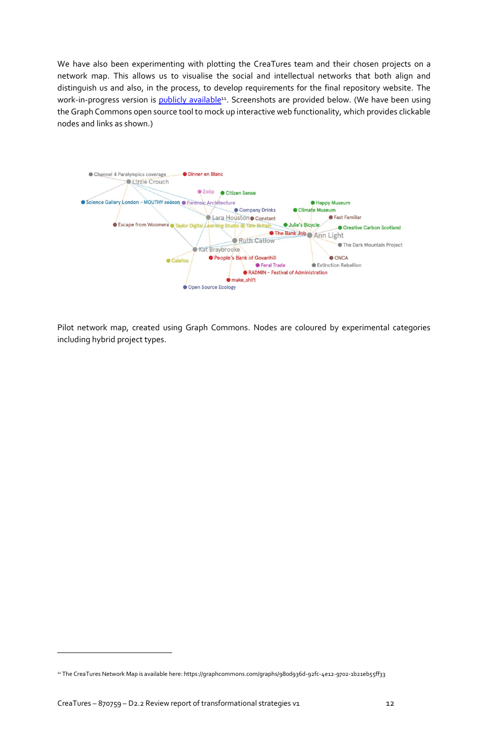We have also been experimenting with plotting the CreaTures team and their chosen projects on a network map. This allows us to visualise the social and intellectual networks that both align and distinguish us and also, in the process, to develop requirements for the final repository website. The work-in-progress version is publicly available[11]. Screenshots are provided below. (We have been using the Graph Commons open source tool to mock up interactive web functionality, which provides clickable nodes and links as shown.)

Channel 4 Paralympics coverage
Dinner en Blanc
Lizzie Crouch
Zoöp
Citizen Sense
Science Gallery London – MOUTHY season
Forensic Architecture
Happy Museum
Company Drinks
Climate Museum
Lara Houston
Constant
Fast Familiar
Escape from Woomera
Taylor Digital Learning Studio @ Tate Britain
Julie's Bicycle
Creative Carbon Scotland
The Bank Job
Ann Light
Ruth Catlow
The Dark Mountain Project
Kat Braybrooke
Calafou
People's Bank of Govanhill
ONCA
Feral Trade
Extinction Rebellion
RADMIN – Festival of Administration
make_shift
Open Source Ecology

Pilot network map, created using Graph Commons. Nodes are coloured by experimental categories including hybrid project types.

[11] The CreaTures Network Map is available here: https://graphcommons.com/graphs/980d936d-92fc-4e12-9702-1b21eb55ff33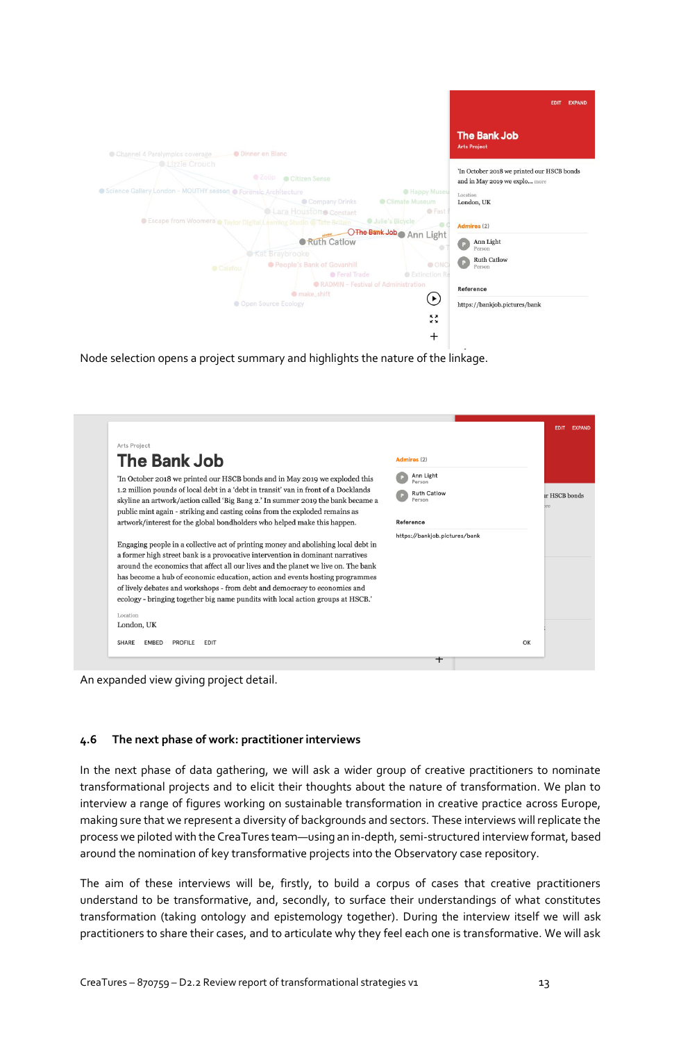Node selection opens a project summary and highlights the nature of the linkage.

An expanded view giving project detail.

### 4.6 The next phase of work: practitioner interviews

In the next phase of data gathering, we will ask a wider group of creative practitioners to nominate transformational projects and to elicit their thoughts about the nature of transformation. We plan to interview a range of figures working on sustainable transformation in creative practice across Europe, making sure that we represent a diversity of backgrounds and sectors. These interviews will replicate the process we piloted with the CreaTures team—using an in-depth, semi-structured interview format, based around the nomination of key transformative projects into the Observatory case repository.

The aim of these interviews will be, firstly, to build a corpus of cases that creative practitioners understand to be transformative, and, secondly, to surface their understandings of what constitutes transformation (taking ontology and epistemology together). During the interview itself we will ask practitioners to share their cases, and to articulate why they feel each one is transformative. We will ask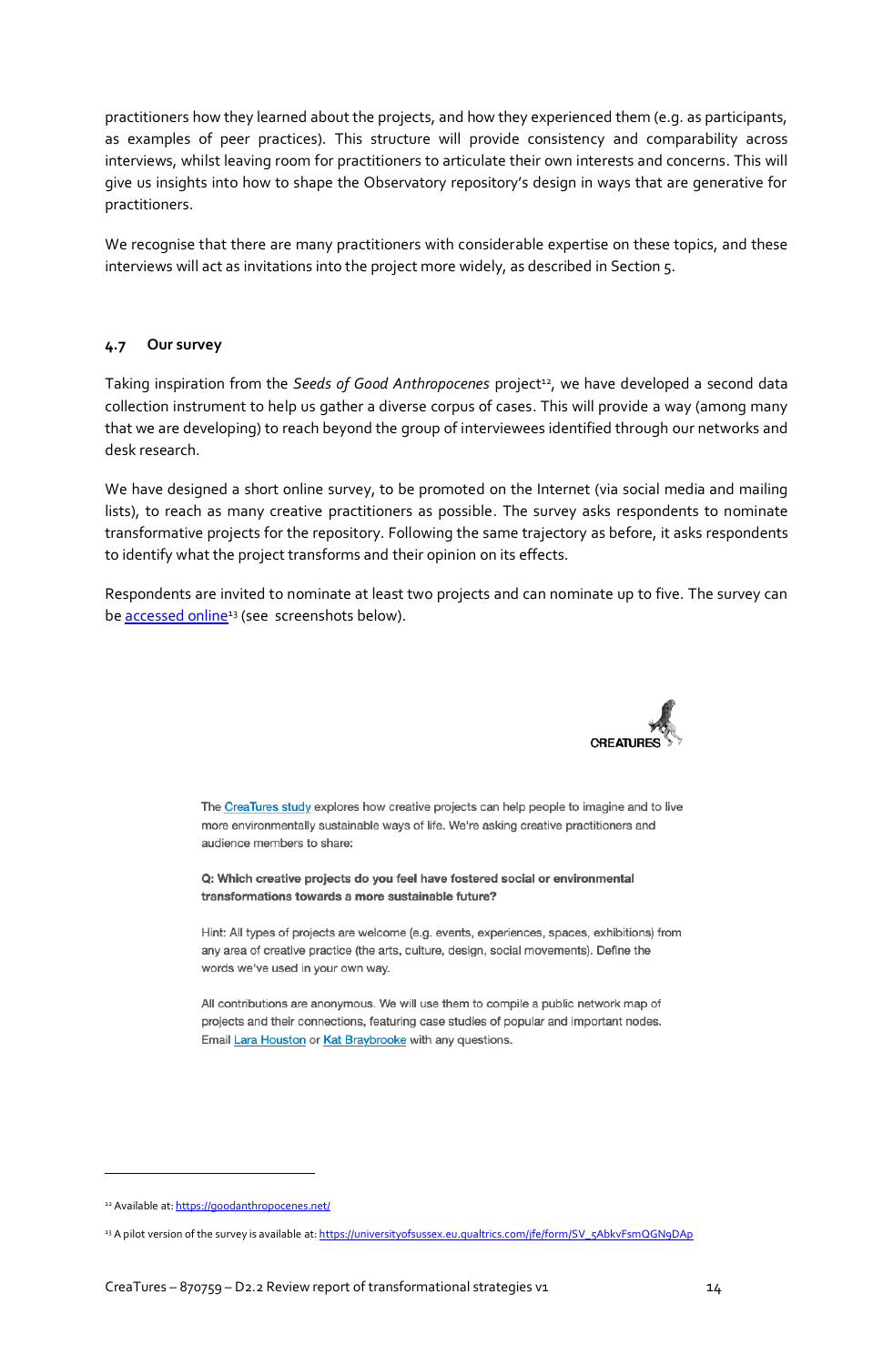practitioners how they learned about the projects, and how they experienced them (e.g. as participants, as examples of peer practices). This structure will provide consistency and comparability across interviews, whilst leaving room for practitioners to articulate their own interests and concerns. This will give us insights into how to shape the Observatory repository's design in ways that are generative for practitioners.

We recognise that there are many practitioners with considerable expertise on these topics, and these interviews will act as invitations into the project more widely, as described in Section 5.

### 4.7 Our survey

Taking inspiration from the *Seeds of Good Anthropocenes* project[12], we have developed a second data collection instrument to help us gather a diverse corpus of cases. This will provide a way (among many that we are developing) to reach beyond the group of interviewees identified through our networks and desk research.

We have designed a short online survey, to be promoted on the Internet (via social media and mailing lists), to reach as many creative practitioners as possible. The survey asks respondents to nominate transformative projects for the repository. Following the same trajectory as before, it asks respondents to identify what the project transforms and their opinion on its effects.

Respondents are invited to nominate at least two projects and can nominate up to five. The survey can be accessed online[13] (see screenshots below).

CREATURES

The CreaTures study explores how creative projects can help people to imagine and to live more environmentally sustainable ways of life. We're asking creative practitioners and audience members to share:

**Q: Which creative projects do you feel have fostered social or environmental transformations towards a more sustainable future?**

Hint: All types of projects are welcome (e.g. events, experiences, spaces, exhibitions) from any area of creative practice (the arts, culture, design, social movements). Define the words we've used in your own way.

All contributions are anonymous. We will use them to compile a public network map of projects and their connections, featuring case studies of popular and important nodes. Email Lara Houston or Kat Braybrooke with any questions.

---

[12] Available at: https://goodanthropocenes.net/

[13] A pilot version of the survey is available at: https://universityofsussex.eu.qualtrics.com/jfe/form/SV_5AbkvFsmQGN9DAp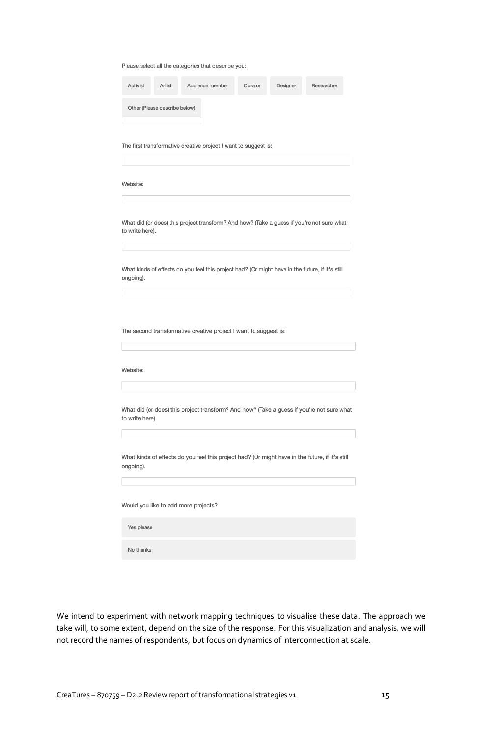Please select all the categories that describe you:

Activist | Artist | Audience member | Curator | Designer | Researcher

Other (Please describe below)

The first transformative creative project I want to suggest is:

Website:

What did (or does) this project transform? And how? (Take a guess if you're not sure what to write here).

What kinds of effects do you feel this project had? (Or might have in the future, if it's still ongoing).

The second transformative creative project I want to suggest is:

Website:

What did (or does) this project transform? And how? (Take a guess if you're not sure what to write here).

What kinds of effects do you feel this project had? (Or might have in the future, if it's still ongoing).

Would you like to add more projects?

Yes please

No thanks

We intend to experiment with network mapping techniques to visualise these data. The approach we take will, to some extent, depend on the size of the response. For this visualization and analysis, we will not record the names of respondents, but focus on dynamics of interconnection at scale.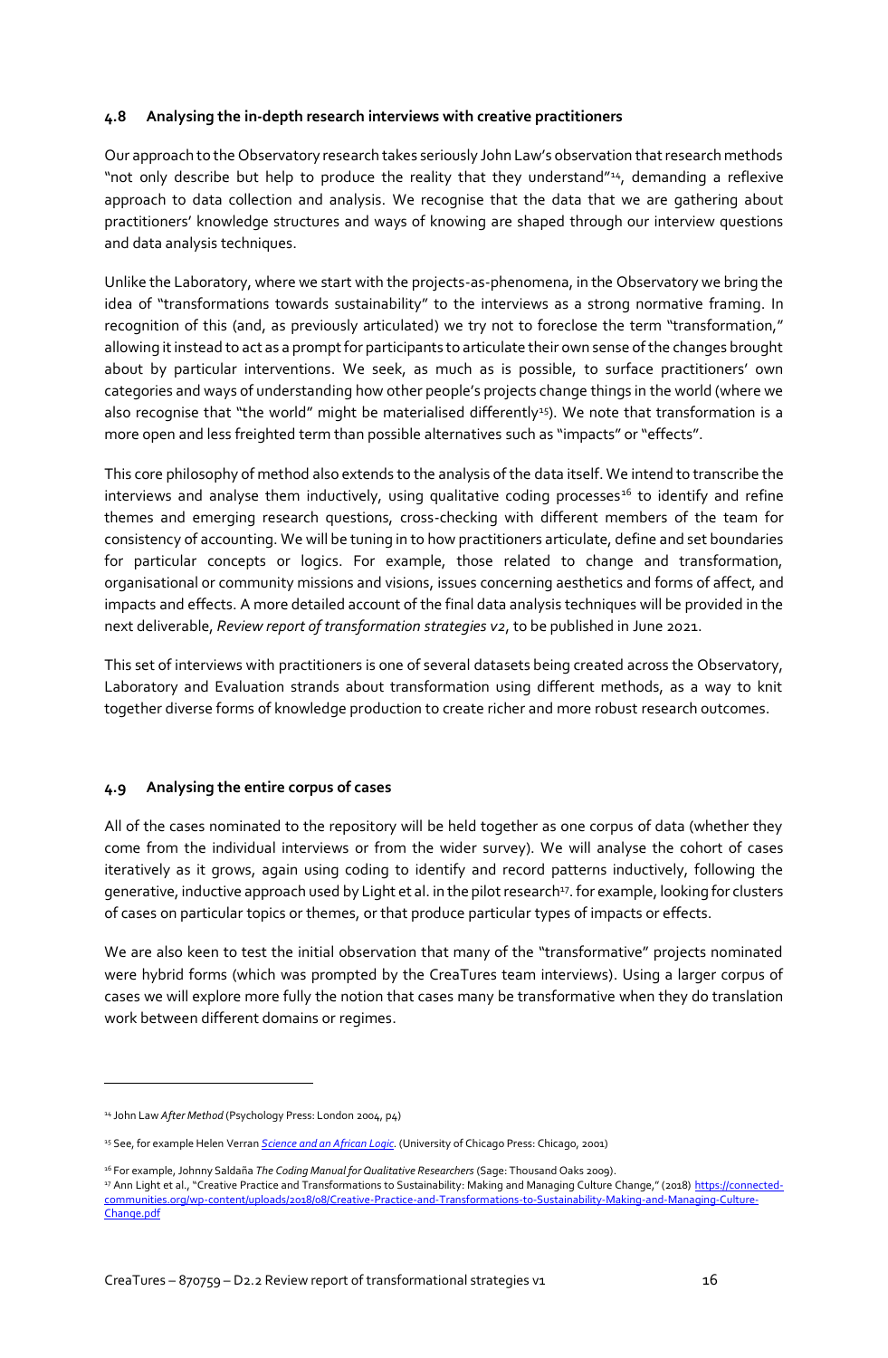### 4.8 Analysing the in-depth research interviews with creative practitioners

Our approach to the Observatory research takes seriously John Law's observation that research methods "not only describe but help to produce the reality that they understand"[14], demanding a reflexive approach to data collection and analysis. We recognise that the data that we are gathering about practitioners' knowledge structures and ways of knowing are shaped through our interview questions and data analysis techniques.

Unlike the Laboratory, where we start with the projects-as-phenomena, in the Observatory we bring the idea of "transformations towards sustainability" to the interviews as a strong normative framing. In recognition of this (and, as previously articulated) we try not to foreclose the term "transformation," allowing it instead to act as a prompt for participants to articulate their own sense of the changes brought about by particular interventions. We seek, as much as is possible, to surface practitioners' own categories and ways of understanding how other people's projects change things in the world (where we also recognise that "the world" might be materialised differently[15]). We note that transformation is a more open and less freighted term than possible alternatives such as "impacts" or "effects".

This core philosophy of method also extends to the analysis of the data itself. We intend to transcribe the interviews and analyse them inductively, using qualitative coding processes[16] to identify and refine themes and emerging research questions, cross-checking with different members of the team for consistency of accounting. We will be tuning in to how practitioners articulate, define and set boundaries for particular concepts or logics. For example, those related to change and transformation, organisational or community missions and visions, issues concerning aesthetics and forms of affect, and impacts and effects. A more detailed account of the final data analysis techniques will be provided in the next deliverable, *Review report of transformation strategies v2*, to be published in June 2021.

This set of interviews with practitioners is one of several datasets being created across the Observatory, Laboratory and Evaluation strands about transformation using different methods, as a way to knit together diverse forms of knowledge production to create richer and more robust research outcomes.

### 4.9 Analysing the entire corpus of cases

All of the cases nominated to the repository will be held together as one corpus of data (whether they come from the individual interviews or from the wider survey). We will analyse the cohort of cases iteratively as it grows, again using coding to identify and record patterns inductively, following the generative, inductive approach used by Light et al. in the pilot research[17]. for example, looking for clusters of cases on particular topics or themes, or that produce particular types of impacts or effects.

We are also keen to test the initial observation that many of the "transformative" projects nominated were hybrid forms (which was prompted by the CreaTures team interviews). Using a larger corpus of cases we will explore more fully the notion that cases many be transformative when they do translation work between different domains or regimes.

---

[14] John Law *After Method* (Psychology Press: London 2004, p4)

[15] See, for example Helen Verran *Science and an African Logic*. (University of Chicago Press: Chicago, 2001)

[16] For example, Johnny Saldaña *The Coding Manual for Qualitative Researchers* (Sage: Thousand Oaks 2009).

[17] Ann Light et al., "Creative Practice and Transformations to Sustainability: Making and Managing Culture Change," (2018) https://connected-communities.org/wp-content/uploads/2018/08/Creative-Practice-and-Transformations-to-Sustainability-Making-and-Managing-Culture-Change.pdf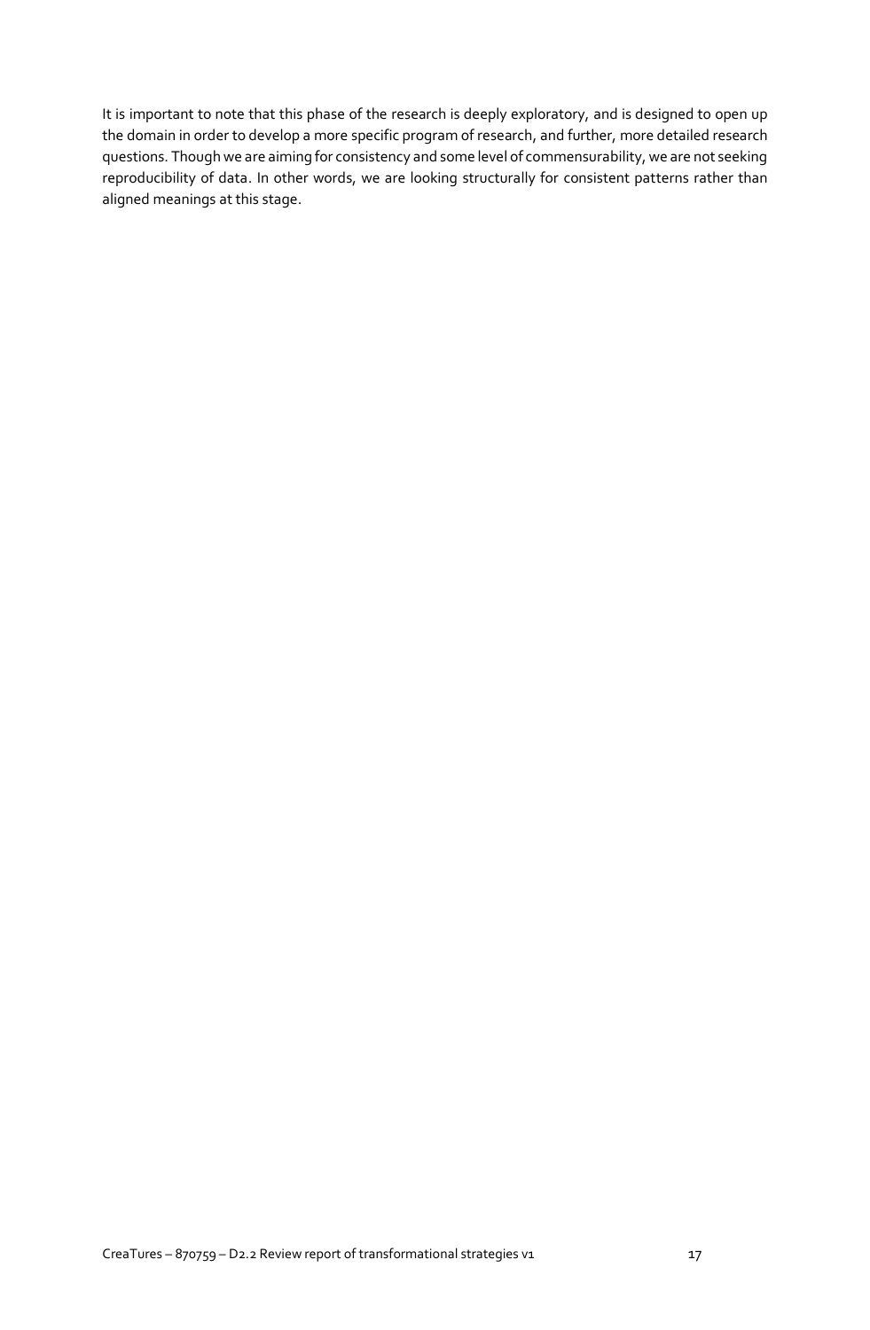It is important to note that this phase of the research is deeply exploratory, and is designed to open up the domain in order to develop a more specific program of research, and further, more detailed research questions. Though we are aiming for consistency and some level of commensurability, we are not seeking reproducibility of data. In other words, we are looking structurally for consistent patterns rather than aligned meanings at this stage.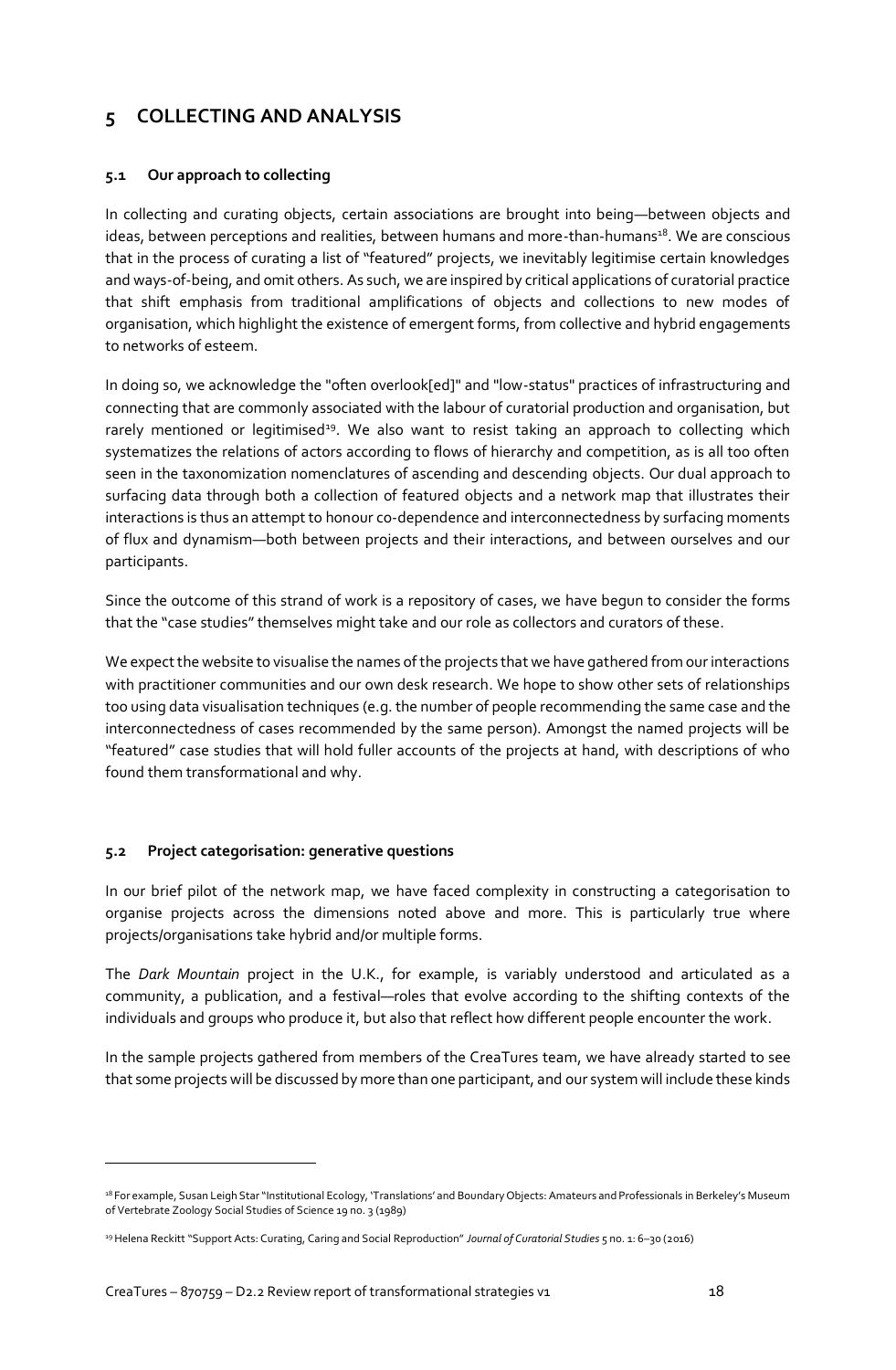## 5 COLLECTING AND ANALYSIS

### 5.1 Our approach to collecting

In collecting and curating objects, certain associations are brought into being—between objects and ideas, between perceptions and realities, between humans and more-than-humans[18]. We are conscious that in the process of curating a list of "featured" projects, we inevitably legitimise certain knowledges and ways-of-being, and omit others. As such, we are inspired by critical applications of curatorial practice that shift emphasis from traditional amplifications of objects and collections to new modes of organisation, which highlight the existence of emergent forms, from collective and hybrid engagements to networks of esteem.

In doing so, we acknowledge the "often overlook[ed]" and "low-status" practices of infrastructuring and connecting that are commonly associated with the labour of curatorial production and organisation, but rarely mentioned or legitimised[19]. We also want to resist taking an approach to collecting which systematizes the relations of actors according to flows of hierarchy and competition, as is all too often seen in the taxonomization nomenclatures of ascending and descending objects. Our dual approach to surfacing data through both a collection of featured objects and a network map that illustrates their interactions is thus an attempt to honour co-dependence and interconnectedness by surfacing moments of flux and dynamism—both between projects and their interactions, and between ourselves and our participants.

Since the outcome of this strand of work is a repository of cases, we have begun to consider the forms that the "case studies" themselves might take and our role as collectors and curators of these.

We expect the website to visualise the names of the projects that we have gathered from our interactions with practitioner communities and our own desk research. We hope to show other sets of relationships too using data visualisation techniques (e.g. the number of people recommending the same case and the interconnectedness of cases recommended by the same person). Amongst the named projects will be "featured" case studies that will hold fuller accounts of the projects at hand, with descriptions of who found them transformational and why.

### 5.2 Project categorisation: generative questions

In our brief pilot of the network map, we have faced complexity in constructing a categorisation to organise projects across the dimensions noted above and more. This is particularly true where projects/organisations take hybrid and/or multiple forms.

The *Dark Mountain* project in the U.K., for example, is variably understood and articulated as a community, a publication, and a festival—roles that evolve according to the shifting contexts of the individuals and groups who produce it, but also that reflect how different people encounter the work.

In the sample projects gathered from members of the CreaTures team, we have already started to see that some projects will be discussed by more than one participant, and our system will include these kinds

---

[18] For example, Susan Leigh Star "Institutional Ecology, 'Translations' and Boundary Objects: Amateurs and Professionals in Berkeley's Museum of Vertebrate Zoology Social Studies of Science 19 no. 3 (1989)

[19] Helena Reckitt "Support Acts: Curating, Caring and Social Reproduction" *Journal of Curatorial Studies* 5 no. 1: 6–30 (2016)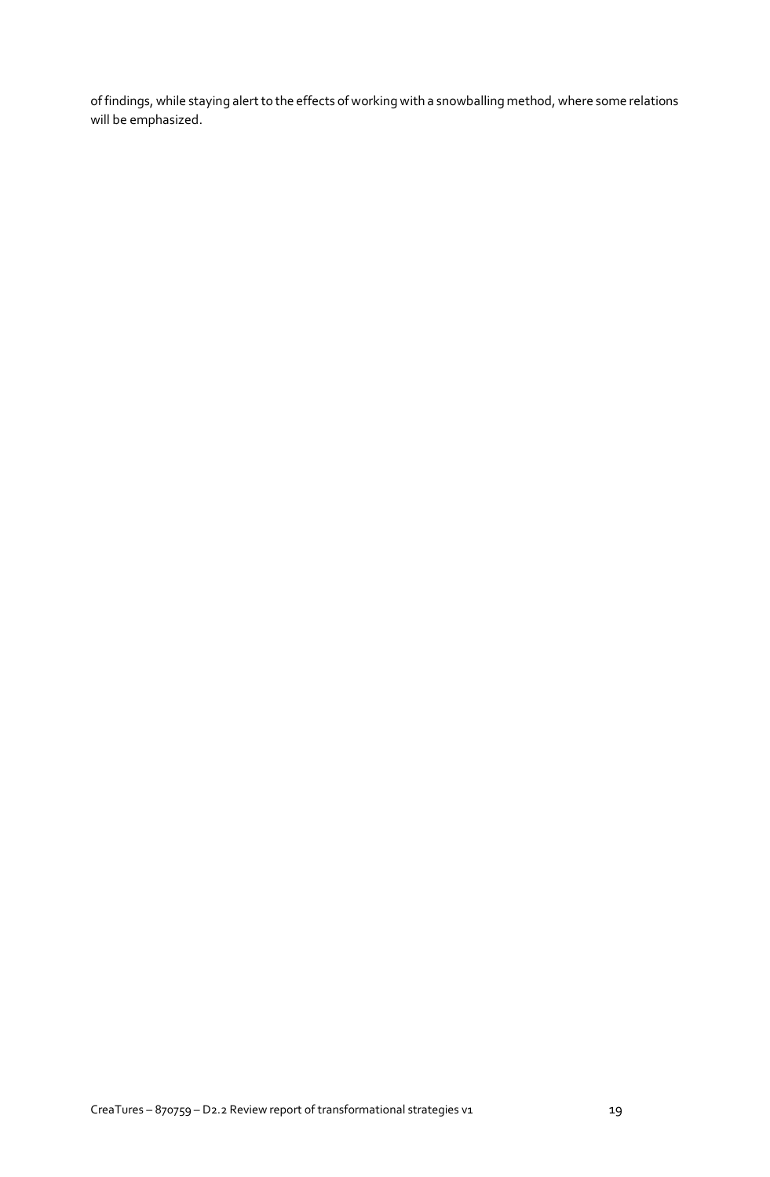of findings, while staying alert to the effects of working with a snowballing method, where some relations will be emphasized.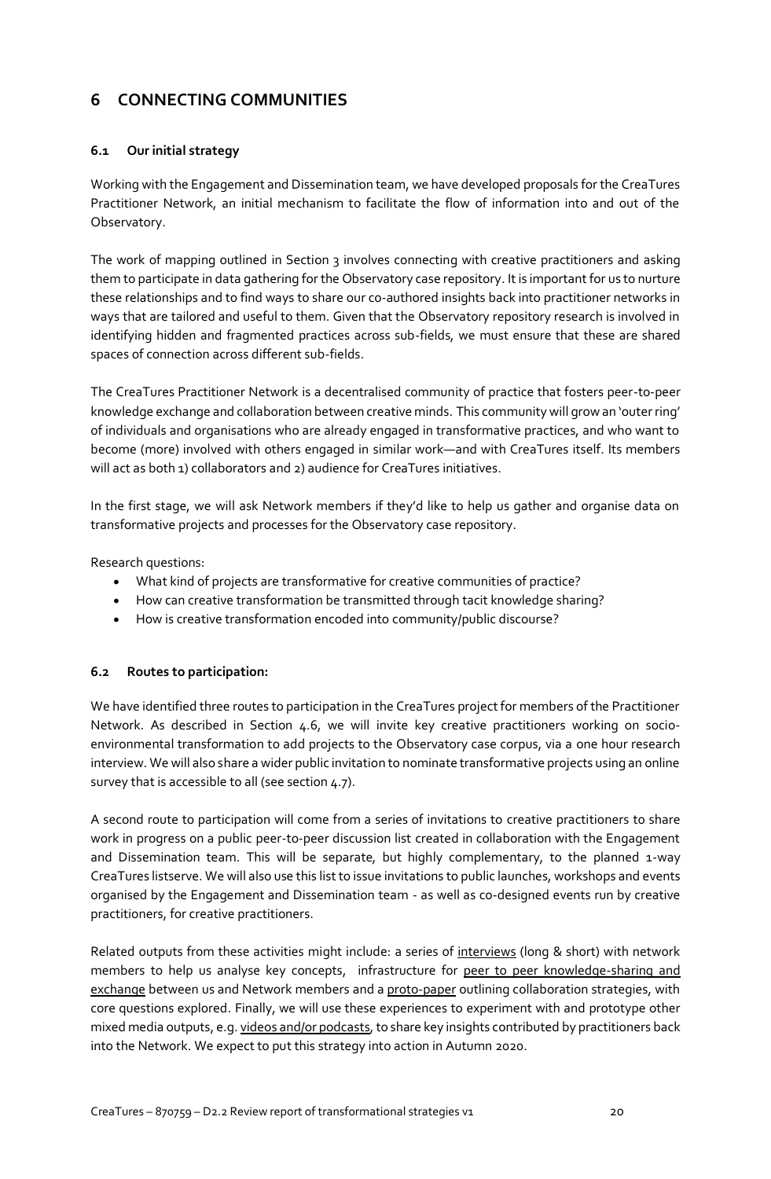# 6 CONNECTING COMMUNITIES

## 6.1 Our initial strategy

Working with the Engagement and Dissemination team, we have developed proposals for the CreaTures Practitioner Network, an initial mechanism to facilitate the flow of information into and out of the Observatory.

The work of mapping outlined in Section 3 involves connecting with creative practitioners and asking them to participate in data gathering for the Observatory case repository. It is important for us to nurture these relationships and to find ways to share our co-authored insights back into practitioner networks in ways that are tailored and useful to them. Given that the Observatory repository research is involved in identifying hidden and fragmented practices across sub-fields, we must ensure that these are shared spaces of connection across different sub-fields.

The CreaTures Practitioner Network is a decentralised community of practice that fosters peer-to-peer knowledge exchange and collaboration between creative minds. This community will grow an 'outer ring' of individuals and organisations who are already engaged in transformative practices, and who want to become (more) involved with others engaged in similar work—and with CreaTures itself. Its members will act as both 1) collaborators and 2) audience for CreaTures initiatives.

In the first stage, we will ask Network members if they'd like to help us gather and organise data on transformative projects and processes for the Observatory case repository.

Research questions:

- What kind of projects are transformative for creative communities of practice?
- How can creative transformation be transmitted through tacit knowledge sharing?
- How is creative transformation encoded into community/public discourse?

## 6.2 Routes to participation:

We have identified three routes to participation in the CreaTures project for members of the Practitioner Network. As described in Section 4.6, we will invite key creative practitioners working on socio-environmental transformation to add projects to the Observatory case corpus, via a one hour research interview. We will also share a wider public invitation to nominate transformative projects using an online survey that is accessible to all (see section 4.7).

A second route to participation will come from a series of invitations to creative practitioners to share work in progress on a public peer-to-peer discussion list created in collaboration with the Engagement and Dissemination team. This will be separate, but highly complementary, to the planned 1-way CreaTures listserve. We will also use this list to issue invitations to public launches, workshops and events organised by the Engagement and Dissemination team - as well as co-designed events run by creative practitioners, for creative practitioners.

Related outputs from these activities might include: a series of interviews (long & short) with network members to help us analyse key concepts, infrastructure for peer to peer knowledge-sharing and exchange between us and Network members and a proto-paper outlining collaboration strategies, with core questions explored. Finally, we will use these experiences to experiment with and prototype other mixed media outputs, e.g. videos and/or podcasts, to share key insights contributed by practitioners back into the Network. We expect to put this strategy into action in Autumn 2020.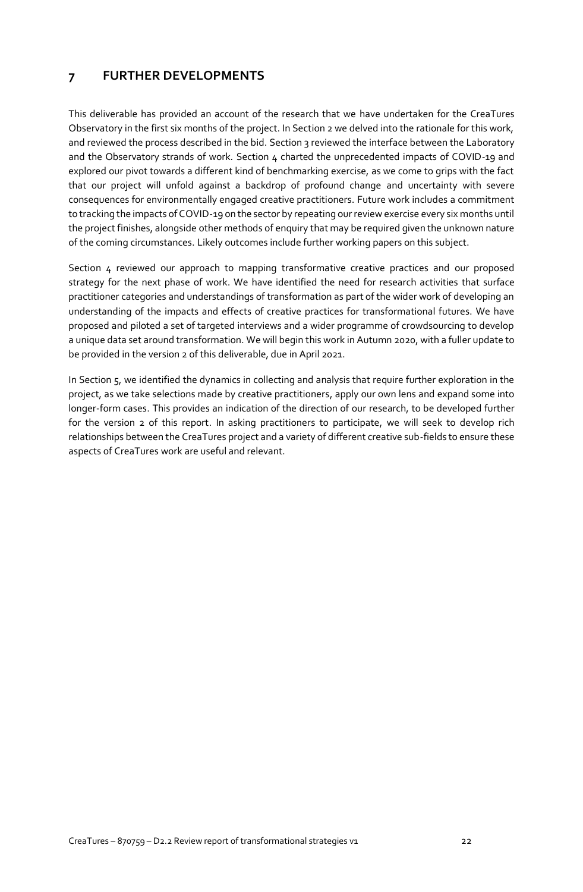# 7 FURTHER DEVELOPMENTS

This deliverable has provided an account of the research that we have undertaken for the CreaTures Observatory in the first six months of the project. In Section 2 we delved into the rationale for this work, and reviewed the process described in the bid. Section 3 reviewed the interface between the Laboratory and the Observatory strands of work. Section 4 charted the unprecedented impacts of COVID-19 and explored our pivot towards a different kind of benchmarking exercise, as we come to grips with the fact that our project will unfold against a backdrop of profound change and uncertainty with severe consequences for environmentally engaged creative practitioners. Future work includes a commitment to tracking the impacts of COVID-19 on the sector by repeating our review exercise every six months until the project finishes, alongside other methods of enquiry that may be required given the unknown nature of the coming circumstances. Likely outcomes include further working papers on this subject.

Section 4 reviewed our approach to mapping transformative creative practices and our proposed strategy for the next phase of work. We have identified the need for research activities that surface practitioner categories and understandings of transformation as part of the wider work of developing an understanding of the impacts and effects of creative practices for transformational futures. We have proposed and piloted a set of targeted interviews and a wider programme of crowdsourcing to develop a unique data set around transformation. We will begin this work in Autumn 2020, with a fuller update to be provided in the version 2 of this deliverable, due in April 2021.

In Section 5, we identified the dynamics in collecting and analysis that require further exploration in the project, as we take selections made by creative practitioners, apply our own lens and expand some into longer-form cases. This provides an indication of the direction of our research, to be developed further for the version 2 of this report. In asking practitioners to participate, we will seek to develop rich relationships between the CreaTures project and a variety of different creative sub-fields to ensure these aspects of CreaTures work are useful and relevant.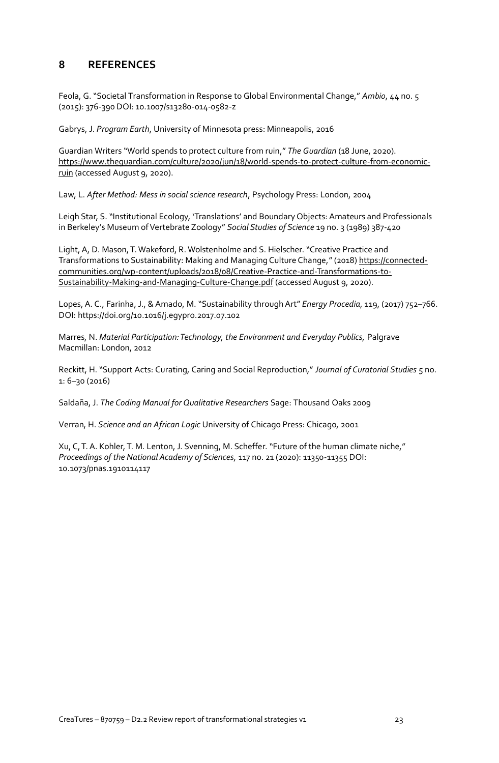# 8 REFERENCES

Feola, G. "Societal Transformation in Response to Global Environmental Change," *Ambio*, 44 no. 5 (2015): 376-390 DOI: 10.1007/s13280-014-0582-z

Gabrys, J. *Program Earth*, University of Minnesota press: Minneapolis, 2016

Guardian Writers "World spends to protect culture from ruin," *The Guardian* (18 June, 2020). https://www.theguardian.com/culture/2020/jun/18/world-spends-to-protect-culture-from-economic-ruin (accessed August 9, 2020).

Law, L. *After Method: Mess in social science research*, Psychology Press: London, 2004

Leigh Star, S. "Institutional Ecology, 'Translations' and Boundary Objects: Amateurs and Professionals in Berkeley's Museum of Vertebrate Zoology" *Social Studies of Science* 19 no. 3 (1989) 387-420

Light, A, D. Mason, T. Wakeford, R. Wolstenholme and S. Hielscher. "Creative Practice and Transformations to Sustainability: Making and Managing Culture Change," (2018) https://connected-communities.org/wp-content/uploads/2018/08/Creative-Practice-and-Transformations-to-Sustainability-Making-and-Managing-Culture-Change.pdf (accessed August 9, 2020).

Lopes, A. C., Farinha, J., & Amado, M. "Sustainability through Art" *Energy Procedia*, 119, (2017) 752–766. DOI: https://doi.org/10.1016/j.egypro.2017.07.102

Marres, N. *Material Participation: Technology, the Environment and Everyday Publics,* Palgrave Macmillan: London, 2012

Reckitt, H. "Support Acts: Curating, Caring and Social Reproduction," *Journal of Curatorial Studies* 5 no. 1: 6–30 (2016)

Saldaña, J. *The Coding Manual for Qualitative Researchers* Sage: Thousand Oaks 2009

Verran, H. *Science and an African Logic* University of Chicago Press: Chicago, 2001

Xu, C, T. A. Kohler, T. M. Lenton, J. Svenning, M. Scheffer. "Future of the human climate niche," *Proceedings of the National Academy of Sciences,* 117 no. 21 (2020): 11350-11355 DOI: 10.1073/pnas.1910114117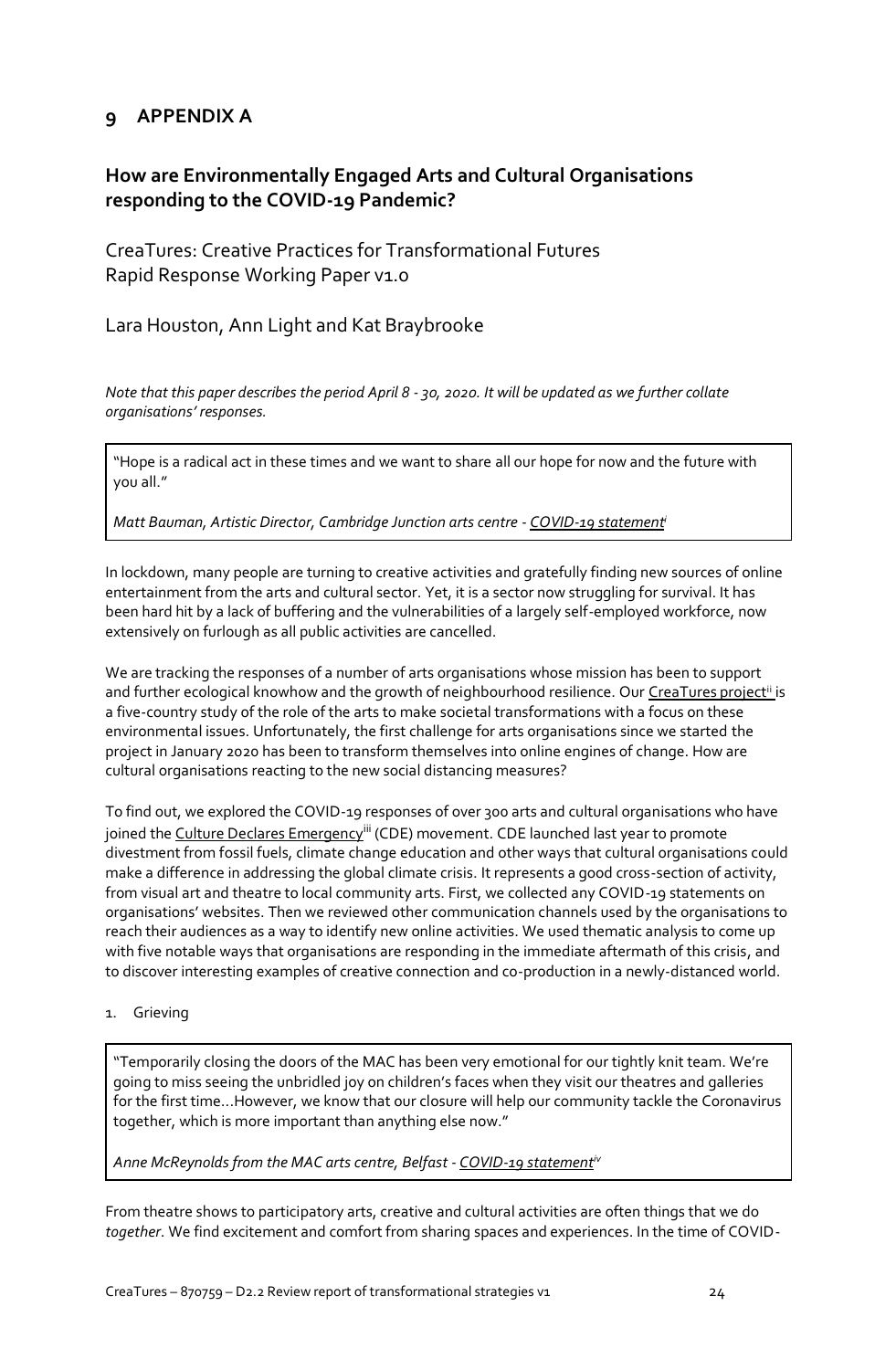# 9 APPENDIX A

## How are Environmentally Engaged Arts and Cultural Organisations responding to the COVID-19 Pandemic?

CreaTures: Creative Practices for Transformational Futures
Rapid Response Working Paper v1.0

Lara Houston, Ann Light and Kat Braybrooke

*Note that this paper describes the period April 8 - 30, 2020. It will be updated as we further collate organisations' responses.*

> "Hope is a radical act in these times and we want to share all our hope for now and the future with you all."
>
> *Matt Bauman, Artistic Director, Cambridge Junction arts centre - COVID-19 statement*[i]

In lockdown, many people are turning to creative activities and gratefully finding new sources of online entertainment from the arts and cultural sector. Yet, it is a sector now struggling for survival. It has been hard hit by a lack of buffering and the vulnerabilities of a largely self-employed workforce, now extensively on furlough as all public activities are cancelled.

We are tracking the responses of a number of arts organisations whose mission has been to support and further ecological knowhow and the growth of neighbourhood resilience. Our CreaTures project[ii] is a five-country study of the role of the arts to make societal transformations with a focus on these environmental issues. Unfortunately, the first challenge for arts organisations since we started the project in January 2020 has been to transform themselves into online engines of change. How are cultural organisations reacting to the new social distancing measures?

To find out, we explored the COVID-19 responses of over 300 arts and cultural organisations who have joined the Culture Declares Emergency[iii] (CDE) movement. CDE launched last year to promote divestment from fossil fuels, climate change education and other ways that cultural organisations could make a difference in addressing the global climate crisis. It represents a good cross-section of activity, from visual art and theatre to local community arts. First, we collected any COVID-19 statements on organisations' websites. Then we reviewed other communication channels used by the organisations to reach their audiences as a way to identify new online activities. We used thematic analysis to come up with five notable ways that organisations are responding in the immediate aftermath of this crisis, and to discover interesting examples of creative connection and co-production in a newly-distanced world.

1. Grieving

> "Temporarily closing the doors of the MAC has been very emotional for our tightly knit team. We're going to miss seeing the unbridled joy on children's faces when they visit our theatres and galleries for the first time…However, we know that our closure will help our community tackle the Coronavirus together, which is more important than anything else now."
>
> *Anne McReynolds from the MAC arts centre, Belfast - COVID-19 statement*[iv]

From theatre shows to participatory arts, creative and cultural activities are often things that we do *together*. We find excitement and comfort from sharing spaces and experiences. In the time of COVID-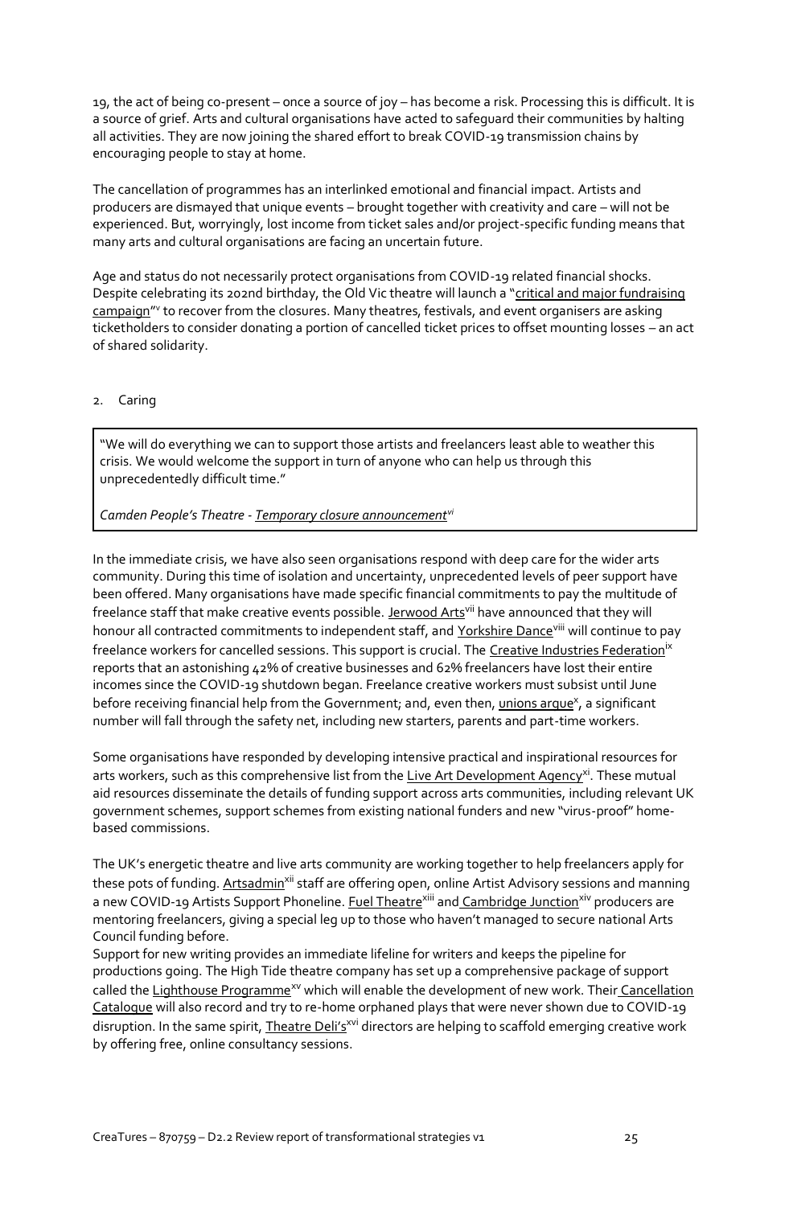19, the act of being co-present – once a source of joy – has become a risk. Processing this is difficult. It is a source of grief. Arts and cultural organisations have acted to safeguard their communities by halting all activities. They are now joining the shared effort to break COVID-19 transmission chains by encouraging people to stay at home.

The cancellation of programmes has an interlinked emotional and financial impact. Artists and producers are dismayed that unique events – brought together with creativity and care – will not be experienced. But, worryingly, lost income from ticket sales and/or project-specific funding means that many arts and cultural organisations are facing an uncertain future.

Age and status do not necessarily protect organisations from COVID-19 related financial shocks. Despite celebrating its 202nd birthday, the Old Vic theatre will launch a "critical and major fundraising campaign"[v] to recover from the closures. Many theatres, festivals, and event organisers are asking ticketholders to consider donating a portion of cancelled ticket prices to offset mounting losses – an act of shared solidarity.

## 2. Caring

> "We will do everything we can to support those artists and freelancers least able to weather this crisis. We would welcome the support in turn of anyone who can help us through this unprecedentedly difficult time."
>
> *Camden People's Theatre - Temporary closure announcement*[vi]

In the immediate crisis, we have also seen organisations respond with deep care for the wider arts community. During this time of isolation and uncertainty, unprecedented levels of peer support have been offered. Many organisations have made specific financial commitments to pay the multitude of freelance staff that make creative events possible. Jerwood Arts[vii] have announced that they will honour all contracted commitments to independent staff, and Yorkshire Dance[viii] will continue to pay freelance workers for cancelled sessions. This support is crucial. The Creative Industries Federation[ix] reports that an astonishing 42% of creative businesses and 62% freelancers have lost their entire incomes since the COVID-19 shutdown began. Freelance creative workers must subsist until June before receiving financial help from the Government; and, even then, unions argue[x], a significant number will fall through the safety net, including new starters, parents and part-time workers.

Some organisations have responded by developing intensive practical and inspirational resources for arts workers, such as this comprehensive list from the Live Art Development Agency[xi]. These mutual aid resources disseminate the details of funding support across arts communities, including relevant UK government schemes, support schemes from existing national funders and new "virus-proof" home-based commissions.

The UK's energetic theatre and live arts community are working together to help freelancers apply for these pots of funding. Artsadmin[xii] staff are offering open, online Artist Advisory sessions and manning a new COVID-19 Artists Support Phoneline. Fuel Theatre[xiii] and Cambridge Junction[xiv] producers are mentoring freelancers, giving a special leg up to those who haven't managed to secure national Arts Council funding before.

Support for new writing provides an immediate lifeline for writers and keeps the pipeline for productions going. The High Tide theatre company has set up a comprehensive package of support called the Lighthouse Programme[xv] which will enable the development of new work. Their Cancellation Catalogue will also record and try to re-home orphaned plays that were never shown due to COVID-19 disruption. In the same spirit, Theatre Deli's[xvi] directors are helping to scaffold emerging creative work by offering free, online consultancy sessions.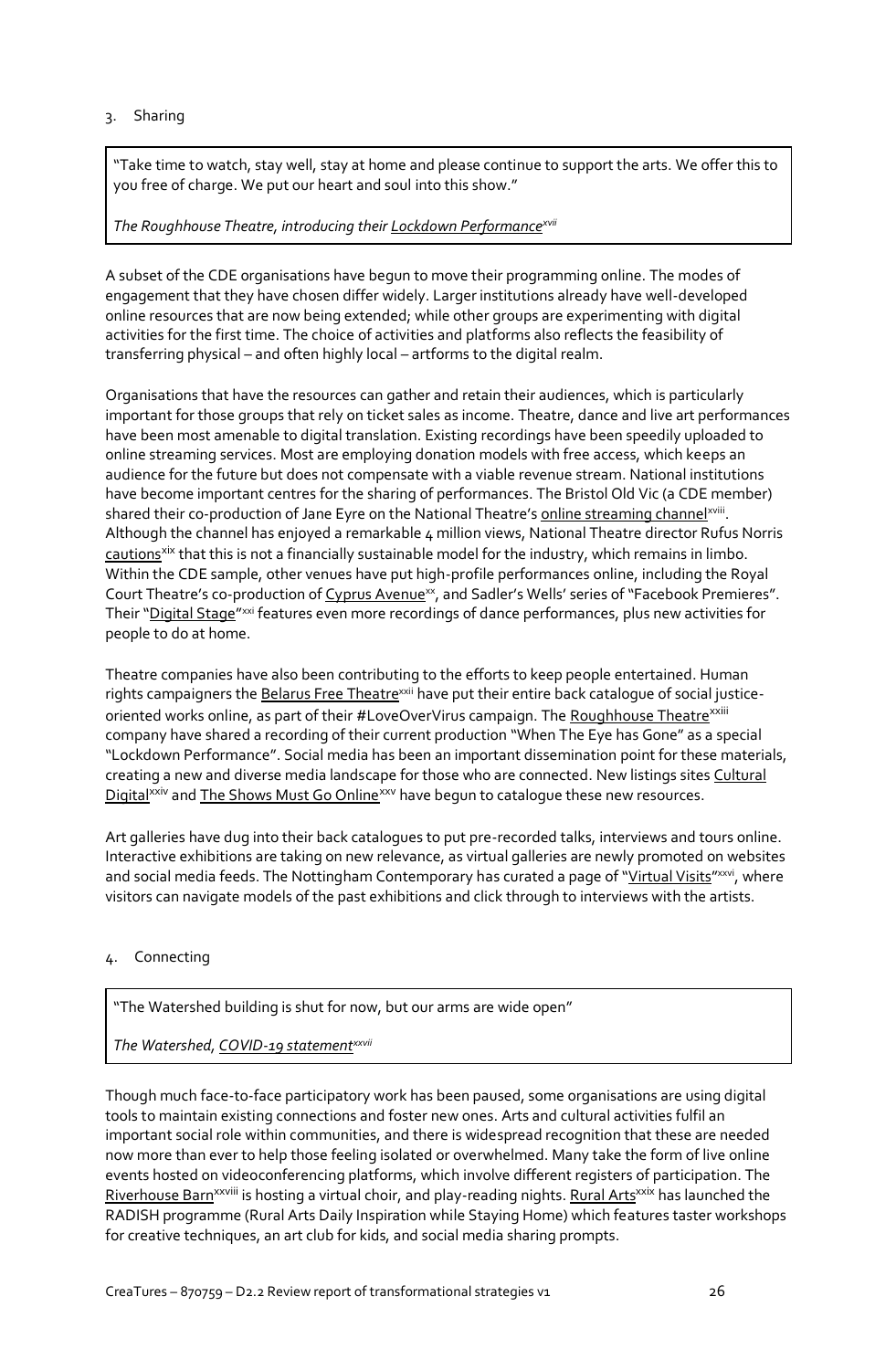3. Sharing

> "Take time to watch, stay well, stay at home and please continue to support the arts. We offer this to you free of charge. We put our heart and soul into this show."
>
> *The Roughhouse Theatre, introducing their Lockdown Performance*[xvii]

A subset of the CDE organisations have begun to move their programming online. The modes of engagement that they have chosen differ widely. Larger institutions already have well-developed online resources that are now being extended; while other groups are experimenting with digital activities for the first time. The choice of activities and platforms also reflects the feasibility of transferring physical – and often highly local – artforms to the digital realm.

Organisations that have the resources can gather and retain their audiences, which is particularly important for those groups that rely on ticket sales as income. Theatre, dance and live art performances have been most amenable to digital translation. Existing recordings have been speedily uploaded to online streaming services. Most are employing donation models with free access, which keeps an audience for the future but does not compensate with a viable revenue stream. National institutions have become important centres for the sharing of performances. The Bristol Old Vic (a CDE member) shared their co-production of Jane Eyre on the National Theatre's online streaming channel[xviii]. Although the channel has enjoyed a remarkable 4 million views, National Theatre director Rufus Norris cautions[xix] that this is not a financially sustainable model for the industry, which remains in limbo. Within the CDE sample, other venues have put high-profile performances online, including the Royal Court Theatre's co-production of Cyprus Avenue[xx], and Sadler's Wells' series of "Facebook Premieres". Their "Digital Stage"[xxi] features even more recordings of dance performances, plus new activities for people to do at home.

Theatre companies have also been contributing to the efforts to keep people entertained. Human rights campaigners the Belarus Free Theatre[xxii] have put their entire back catalogue of social justice-oriented works online, as part of their #LoveOverVirus campaign. The Roughhouse Theatre[xxiii] company have shared a recording of their current production "When The Eye has Gone" as a special "Lockdown Performance". Social media has been an important dissemination point for these materials, creating a new and diverse media landscape for those who are connected. New listings sites Cultural Digital[xxiv] and The Shows Must Go Online[xxv] have begun to catalogue these new resources.

Art galleries have dug into their back catalogues to put pre-recorded talks, interviews and tours online. Interactive exhibitions are taking on new relevance, as virtual galleries are newly promoted on websites and social media feeds. The Nottingham Contemporary has curated a page of "Virtual Visits"[xxvi], where visitors can navigate models of the past exhibitions and click through to interviews with the artists.

4. Connecting

> "The Watershed building is shut for now, but our arms are wide open"
>
> *The Watershed, COVID-19 statement*[xxvii]

Though much face-to-face participatory work has been paused, some organisations are using digital tools to maintain existing connections and foster new ones. Arts and cultural activities fulfil an important social role within communities, and there is widespread recognition that these are needed now more than ever to help those feeling isolated or overwhelmed. Many take the form of live online events hosted on videoconferencing platforms, which involve different registers of participation. The Riverhouse Barn[xxviii] is hosting a virtual choir, and play-reading nights. Rural Arts[xxix] has launched the RADISH programme (Rural Arts Daily Inspiration while Staying Home) which features taster workshops for creative techniques, an art club for kids, and social media sharing prompts.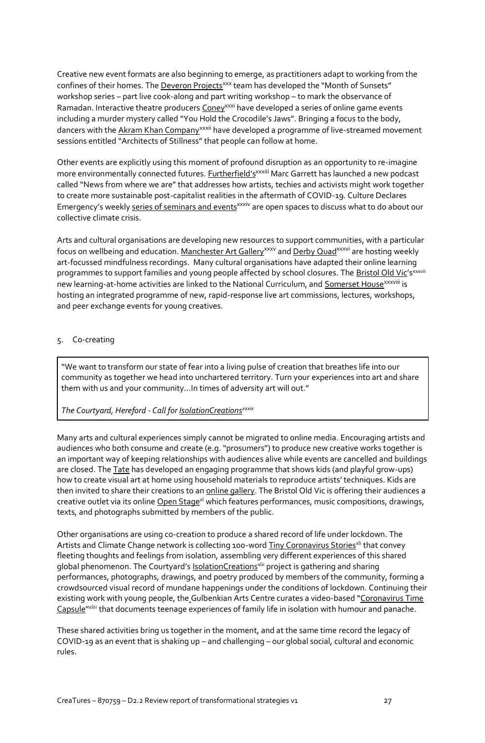Creative new event formats are also beginning to emerge, as practitioners adapt to working from the confines of their homes. The Deveron Projects[xxx] team has developed the "Month of Sunsets" workshop series – part live cook-along and part writing workshop – to mark the observance of Ramadan. Interactive theatre producers Coney[xxxi] have developed a series of online game events including a murder mystery called "You Hold the Crocodile's Jaws". Bringing a focus to the body, dancers with the Akram Khan Company[xxxii] have developed a programme of live-streamed movement sessions entitled "Architects of Stillness" that people can follow at home.

Other events are explicitly using this moment of profound disruption as an opportunity to re-imagine more environmentally connected futures. Furtherfield's[xxxiii] Marc Garrett has launched a new podcast called "News from where we are" that addresses how artists, techies and activists might work together to create more sustainable post-capitalist realities in the aftermath of COVID-19. Culture Declares Emergency's weekly series of seminars and events[xxxiv] are open spaces to discuss what to do about our collective climate crisis.

Arts and cultural organisations are developing new resources to support communities, with a particular focus on wellbeing and education. Manchester Art Gallery[xxxv] and Derby Quad[xxxvi] are hosting weekly art-focussed mindfulness recordings. Many cultural organisations have adapted their online learning programmes to support families and young people affected by school closures. The Bristol Old Vic's[xxxvii] new learning-at-home activities are linked to the National Curriculum, and Somerset House[xxxviii] is hosting an integrated programme of new, rapid-response live art commissions, lectures, workshops, and peer exchange events for young creatives.

5. Co-creating

> "We want to transform our state of fear into a living pulse of creation that breathes life into our community as together we head into unchartered territory. Turn your experiences into art and share them with us and your community…In times of adversity art will out."
>
> *The Courtyard, Hereford - Call for IsolationCreations[xxxix]*

Many arts and cultural experiences simply cannot be migrated to online media. Encouraging artists and audiences who both consume and create (e.g. "prosumers") to produce new creative works together is an important way of keeping relationships with audiences alive while events are cancelled and buildings are closed. The Tate has developed an engaging programme that shows kids (and playful grow-ups) how to create visual art at home using household materials to reproduce artists' techniques. Kids are then invited to share their creations to an online gallery. The Bristol Old Vic is offering their audiences a creative outlet via its online Open Stage[xl] which features performances, music compositions, drawings, texts, and photographs submitted by members of the public.

Other organisations are using co-creation to produce a shared record of life under lockdown. The Artists and Climate Change network is collecting 100-word Tiny Coronavirus Stories[xli] that convey fleeting thoughts and feelings from isolation, assembling very different experiences of this shared global phenomenon. The Courtyard's IsolationCreations[xlii] project is gathering and sharing performances, photographs, drawings, and poetry produced by members of the community, forming a crowdsourced visual record of mundane happenings under the conditions of lockdown. Continuing their existing work with young people, the Gulbenkian Arts Centre curates a video-based "Coronavirus Time Capsule"[xliii] that documents teenage experiences of family life in isolation with humour and panache.

These shared activities bring us together in the moment, and at the same time record the legacy of COVID-19 as an event that is shaking up – and challenging – our global social, cultural and economic rules.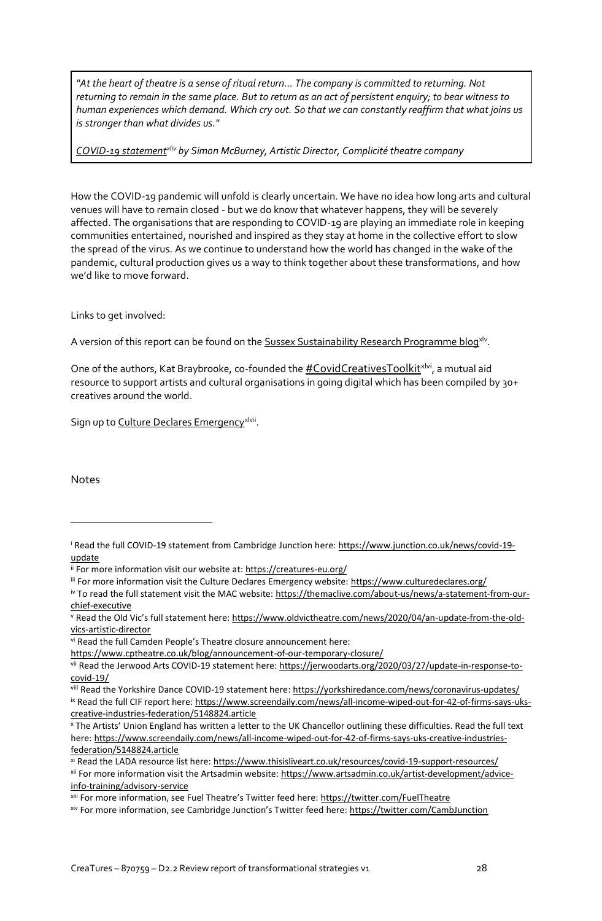> *"At the heart of theatre is a sense of ritual return... The company is committed to returning. Not returning to remain in the same place. But to return as an act of persistent enquiry; to bear witness to human experiences which demand. Which cry out. So that we can constantly reaffirm that what joins us is stronger than what divides us."*
>
> *COVID-19 statement[xliv] by Simon McBurney, Artistic Director, Complicité theatre company*

How the COVID-19 pandemic will unfold is clearly uncertain. We have no idea how long arts and cultural venues will have to remain closed - but we do know that whatever happens, they will be severely affected. The organisations that are responding to COVID-19 are playing an immediate role in keeping communities entertained, nourished and inspired as they stay at home in the collective effort to slow the spread of the virus. As we continue to understand how the world has changed in the wake of the pandemic, cultural production gives us a way to think together about these transformations, and how we'd like to move forward.

Links to get involved:

A version of this report can be found on the Sussex Sustainability Research Programme blog[xlv].

One of the authors, Kat Braybrooke, co-founded the #CovidCreativesToolkit[xlvi], a mutual aid resource to support artists and cultural organisations in going digital which has been compiled by 30+ creatives around the world.

Sign up to Culture Declares Emergency[xlvii].

Notes

---

[i] Read the full COVID-19 statement from Cambridge Junction here: https://www.junction.co.uk/news/covid-19-update

[ii] For more information visit our website at: https://creatures-eu.org/

[iii] For more information visit the Culture Declares Emergency website: https://www.culturedeclares.org/

[iv] To read the full statement visit the MAC website: https://themaclive.com/about-us/news/a-statement-from-our-chief-executive

[v] Read the Old Vic's full statement here: https://www.oldvictheatre.com/news/2020/04/an-update-from-the-old-vics-artistic-director

[vi] Read the full Camden People's Theatre closure announcement here: https://www.cptheatre.co.uk/blog/announcement-of-our-temporary-closure/

[vii] Read the Jerwood Arts COVID-19 statement here: https://jerwoodarts.org/2020/03/27/update-in-response-to-covid-19/

[viii] Read the Yorkshire Dance COVID-19 statement here: https://yorkshiredance.com/news/coronavirus-updates/

[ix] Read the full CIF report here: https://www.screendaily.com/news/all-income-wiped-out-for-42-of-firms-says-uks-creative-industries-federation/5148824.article

[x] The Artists' Union England has written a letter to the UK Chancellor outlining these difficulties. Read the full text here: https://www.screendaily.com/news/all-income-wiped-out-for-42-of-firms-says-uks-creative-industries-federation/5148824.article

[xi] Read the LADA resource list here: https://www.thisisliveart.co.uk/resources/covid-19-support-resources/

[xii] For more information visit the Artsadmin website: https://www.artsadmin.co.uk/artist-development/advice-info-training/advisory-service

[xiii] For more information, see Fuel Theatre's Twitter feed here: https://twitter.com/FuelTheatre

[xiv] For more information, see Cambridge Junction's Twitter feed here: https://twitter.com/CambJunction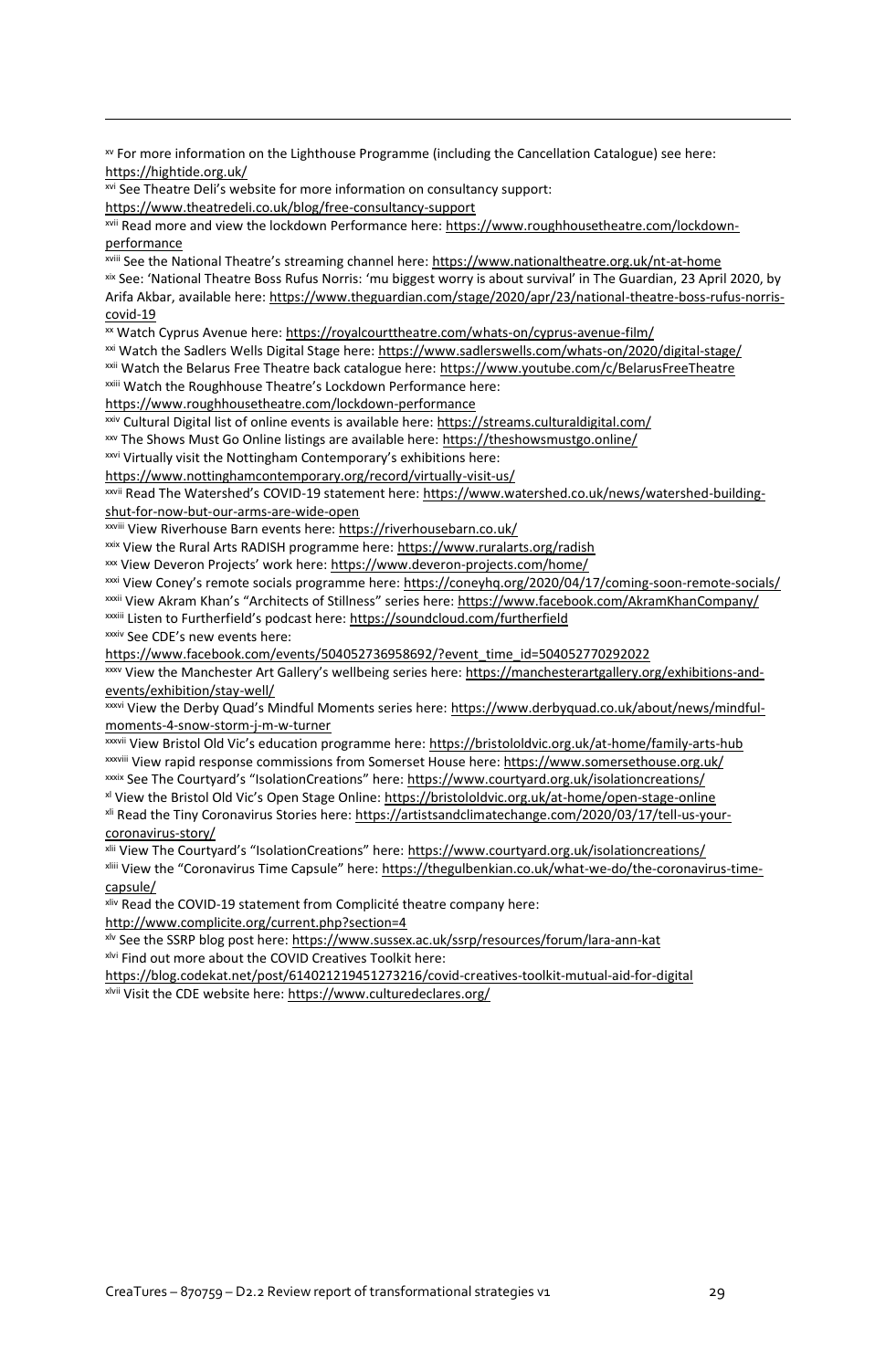[xv] For more information on the Lighthouse Programme (including the Cancellation Catalogue) see here: https://hightide.org.uk/

[xvi] See Theatre Deli's website for more information on consultancy support: https://www.theatredeli.co.uk/blog/free-consultancy-support

[xvii] Read more and view the lockdown Performance here: https://www.roughhousetheatre.com/lockdown-performance

[xviii] See the National Theatre's streaming channel here: https://www.nationaltheatre.org.uk/nt-at-home

[xix] See: 'National Theatre Boss Rufus Norris: 'mu biggest worry is about survival' in The Guardian, 23 April 2020, by Arifa Akbar, available here: https://www.theguardian.com/stage/2020/apr/23/national-theatre-boss-rufus-norris-covid-19

[xx] Watch Cyprus Avenue here: https://royalcourttheatre.com/whats-on/cyprus-avenue-film/

[xxi] Watch the Sadlers Wells Digital Stage here: https://www.sadlerswells.com/whats-on/2020/digital-stage/

[xxii] Watch the Belarus Free Theatre back catalogue here: https://www.youtube.com/c/BelarusFreeTheatre

[xxiii] Watch the Roughhouse Theatre's Lockdown Performance here: https://www.roughhousetheatre.com/lockdown-performance

[xxiv] Cultural Digital list of online events is available here: https://streams.culturaldigital.com/

[xxv] The Shows Must Go Online listings are available here: https://theshowsmustgo.online/

[xxvi] Virtually visit the Nottingham Contemporary's exhibitions here: https://www.nottinghamcontemporary.org/record/virtually-visit-us/

[xxvii] Read The Watershed's COVID-19 statement here: https://www.watershed.co.uk/news/watershed-building-shut-for-now-but-our-arms-are-wide-open

[xxviii] View Riverhouse Barn events here: https://riverhousebarn.co.uk/

[xxix] View the Rural Arts RADISH programme here: https://www.ruralarts.org/radish

[xxx] View Deveron Projects' work here: https://www.deveron-projects.com/home/

[xxxi] View Coney's remote socials programme here: https://coneyhq.org/2020/04/17/coming-soon-remote-socials/

[xxxii] View Akram Khan's "Architects of Stillness" series here: https://www.facebook.com/AkramKhanCompany/

[xxxiii] Listen to Furtherfield's podcast here: https://soundcloud.com/furtherfield

[xxxiv] See CDE's new events here: https://www.facebook.com/events/504052736958692/?event_time_id=504052770292022

[xxxv] View the Manchester Art Gallery's wellbeing series here: https://manchesterartgallery.org/exhibitions-and-events/exhibition/stay-well/

[xxxvi] View the Derby Quad's Mindful Moments series here: https://www.derbyquad.co.uk/about/news/mindful-moments-4-snow-storm-j-m-w-turner

[xxxvii] View Bristol Old Vic's education programme here: https://bristololdvic.org.uk/at-home/family-arts-hub

[xxxviii] View rapid response commissions from Somerset House here: https://www.somersethouse.org.uk/

[xxxix] See The Courtyard's "IsolationCreations" here: https://www.courtyard.org.uk/isolationcreations/

[xl] View the Bristol Old Vic's Open Stage Online: https://bristololdvic.org.uk/at-home/open-stage-online

[xli] Read the Tiny Coronavirus Stories here: https://artistsandclimatechange.com/2020/03/17/tell-us-your-coronavirus-story/

[xlii] View The Courtyard's "IsolationCreations" here: https://www.courtyard.org.uk/isolationcreations/

[xliii] View the "Coronavirus Time Capsule" here: https://thegulbenkian.co.uk/what-we-do/the-coronavirus-time-capsule/

[xliv] Read the COVID-19 statement from Complicité theatre company here: http://www.complicite.org/current.php?section=4

[xlv] See the SSRP blog post here: https://www.sussex.ac.uk/ssrp/resources/forum/lara-ann-kat

[xlvi] Find out more about the COVID Creatives Toolkit here: https://blog.codekat.net/post/614021219451273216/covid-creatives-toolkit-mutual-aid-for-digital

[xlvii] Visit the CDE website here: https://www.culturedeclares.org/